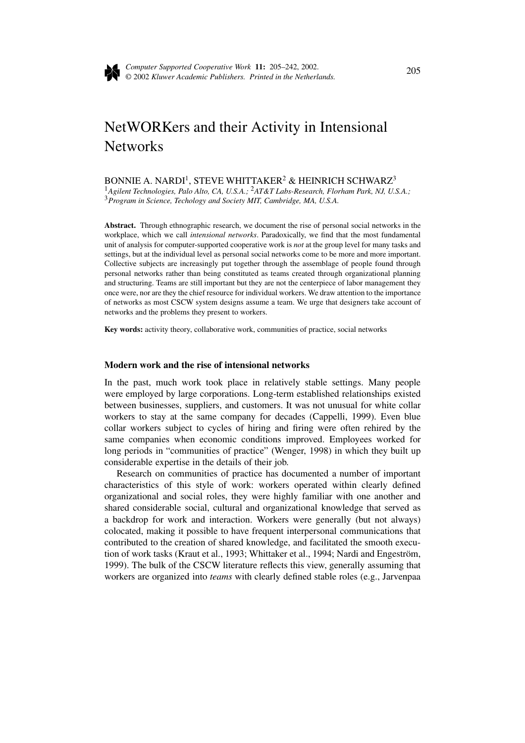# NetWORKers and their Activity in Intensional Networks

BONNIE A. NARDI[1], STEVE WHITTAKER[2] & HEINRICH SCHWARZ[3]

[1]*Agilent Technologies, Palo Alto, CA, U.S.A.;* [2]*AT&T Labs-Research, Florham Park, NJ, U.S.A.;* [3]*Program in Science, Techology and Society MIT, Cambridge, MA, U.S.A.*

**Abstract.** Through ethnographic research, we document the rise of personal social networks in the workplace, which we call *intensional networks*. Paradoxically, we find that the most fundamental unit of analysis for computer-supported cooperative work is *not* at the group level for many tasks and settings, but at the individual level as personal social networks come to be more and more important. Collective subjects are increasingly put together through the assemblage of people found through personal networks rather than being constituted as teams created through organizational planning and structuring. Teams are still important but they are not the centerpiece of labor management they once were, nor are they the chief resource for individual workers. We draw attention to the importance of networks as most CSCW system designs assume a team. We urge that designers take account of networks and the problems they present to workers.

**Key words:** activity theory, collaborative work, communities of practice, social networks

## Modern work and the rise of intensional networks

In the past, much work took place in relatively stable settings. Many people were employed by large corporations. Long-term established relationships existed between businesses, suppliers, and customers. It was not unusual for white collar workers to stay at the same company for decades (Cappelli, 1999). Even blue collar workers subject to cycles of hiring and firing were often rehired by the same companies when economic conditions improved. Employees worked for long periods in "communities of practice" (Wenger, 1998) in which they built up considerable expertise in the details of their job.

Research on communities of practice has documented a number of important characteristics of this style of work: workers operated within clearly defined organizational and social roles, they were highly familiar with one another and shared considerable social, cultural and organizational knowledge that served as a backdrop for work and interaction. Workers were generally (but not always) colocated, making it possible to have frequent interpersonal communications that contributed to the creation of shared knowledge, and facilitated the smooth execution of work tasks (Kraut et al., 1993; Whittaker et al., 1994; Nardi and Engeström, 1999). The bulk of the CSCW literature reflects this view, generally assuming that workers are organized into *teams* with clearly defined stable roles (e.g., Jarvenpaa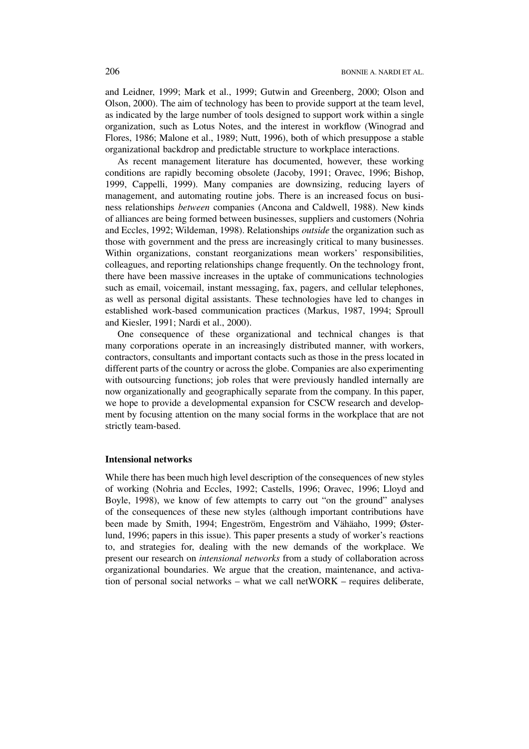and Leidner, 1999; Mark et al., 1999; Gutwin and Greenberg, 2000; Olson and Olson, 2000). The aim of technology has been to provide support at the team level, as indicated by the large number of tools designed to support work within a single organization, such as Lotus Notes, and the interest in workflow (Winograd and Flores, 1986; Malone et al., 1989; Nutt, 1996), both of which presuppose a stable organizational backdrop and predictable structure to workplace interactions.

As recent management literature has documented, however, these working conditions are rapidly becoming obsolete (Jacoby, 1991; Oravec, 1996; Bishop, 1999, Cappelli, 1999). Many companies are downsizing, reducing layers of management, and automating routine jobs. There is an increased focus on business relationships *between* companies (Ancona and Caldwell, 1988). New kinds of alliances are being formed between businesses, suppliers and customers (Nohria and Eccles, 1992; Wildeman, 1998). Relationships *outside* the organization such as those with government and the press are increasingly critical to many businesses. Within organizations, constant reorganizations mean workers' responsibilities, colleagues, and reporting relationships change frequently. On the technology front, there have been massive increases in the uptake of communications technologies such as email, voicemail, instant messaging, fax, pagers, and cellular telephones, as well as personal digital assistants. These technologies have led to changes in established work-based communication practices (Markus, 1987, 1994; Sproull and Kiesler, 1991; Nardi et al., 2000).

One consequence of these organizational and technical changes is that many corporations operate in an increasingly distributed manner, with workers, contractors, consultants and important contacts such as those in the press located in different parts of the country or across the globe. Companies are also experimenting with outsourcing functions; job roles that were previously handled internally are now organizationally and geographically separate from the company. In this paper, we hope to provide a developmental expansion for CSCW research and development by focusing attention on the many social forms in the workplace that are not strictly team-based.

## Intensional networks

While there has been much high level description of the consequences of new styles of working (Nohria and Eccles, 1992; Castells, 1996; Oravec, 1996; Lloyd and Boyle, 1998), we know of few attempts to carry out "on the ground" analyses of the consequences of these new styles (although important contributions have been made by Smith, 1994; Engeström, Engeström and Vähäaho, 1999; Østerlund, 1996; papers in this issue). This paper presents a study of worker's reactions to, and strategies for, dealing with the new demands of the workplace. We present our research on *intensional networks* from a study of collaboration across organizational boundaries. We argue that the creation, maintenance, and activation of personal social networks – what we call netWORK – requires deliberate,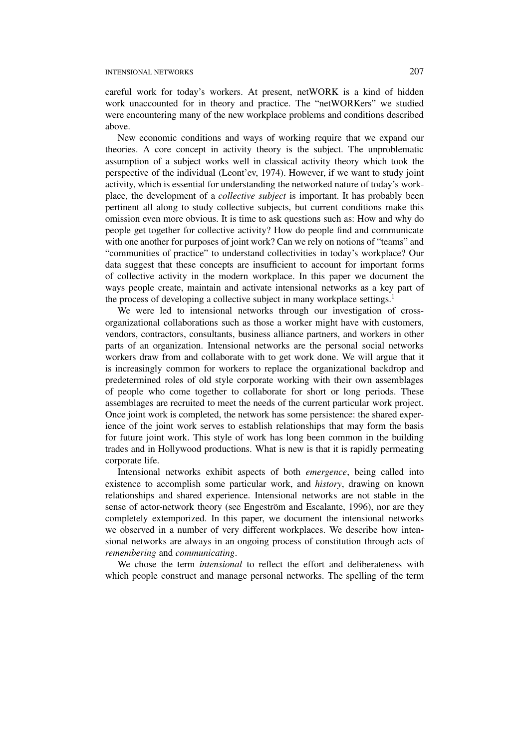careful work for today's workers. At present, netWORK is a kind of hidden work unaccounted for in theory and practice. The "netWORKers" we studied were encountering many of the new workplace problems and conditions described above.

New economic conditions and ways of working require that we expand our theories. A core concept in activity theory is the subject. The unproblematic assumption of a subject works well in classical activity theory which took the perspective of the individual (Leont'ev, 1974). However, if we want to study joint activity, which is essential for understanding the networked nature of today's workplace, the development of a *collective subject* is important. It has probably been pertinent all along to study collective subjects, but current conditions make this omission even more obvious. It is time to ask questions such as: How and why do people get together for collective activity? How do people find and communicate with one another for purposes of joint work? Can we rely on notions of "teams" and "communities of practice" to understand collectivities in today's workplace? Our data suggest that these concepts are insufficient to account for important forms of collective activity in the modern workplace. In this paper we document the ways people create, maintain and activate intensional networks as a key part of the process of developing a collective subject in many workplace settings.[1]

We were led to intensional networks through our investigation of cross-organizational collaborations such as those a worker might have with customers, vendors, contractors, consultants, business alliance partners, and workers in other parts of an organization. Intensional networks are the personal social networks workers draw from and collaborate with to get work done. We will argue that it is increasingly common for workers to replace the organizational backdrop and predetermined roles of old style corporate working with their own assemblages of people who come together to collaborate for short or long periods. These assemblages are recruited to meet the needs of the current particular work project. Once joint work is completed, the network has some persistence: the shared experience of the joint work serves to establish relationships that may form the basis for future joint work. This style of work has long been common in the building trades and in Hollywood productions. What is new is that it is rapidly permeating corporate life.

Intensional networks exhibit aspects of both *emergence*, being called into existence to accomplish some particular work, and *history*, drawing on known relationships and shared experience. Intensional networks are not stable in the sense of actor-network theory (see Engeström and Escalante, 1996), nor are they completely extemporized. In this paper, we document the intensional networks we observed in a number of very different workplaces. We describe how intensional networks are always in an ongoing process of constitution through acts of *remembering* and *communicating*.

We chose the term *intensional* to reflect the effort and deliberateness with which people construct and manage personal networks. The spelling of the term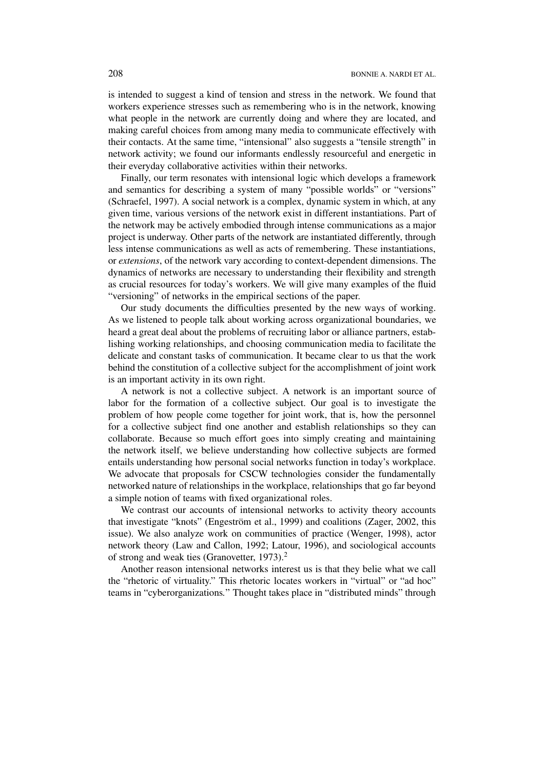is intended to suggest a kind of tension and stress in the network. We found that workers experience stresses such as remembering who is in the network, knowing what people in the network are currently doing and where they are located, and making careful choices from among many media to communicate effectively with their contacts. At the same time, "intensional" also suggests a "tensile strength" in network activity; we found our informants endlessly resourceful and energetic in their everyday collaborative activities within their networks.

Finally, our term resonates with intensional logic which develops a framework and semantics for describing a system of many "possible worlds" or "versions" (Schraefel, 1997). A social network is a complex, dynamic system in which, at any given time, various versions of the network exist in different instantiations. Part of the network may be actively embodied through intense communications as a major project is underway. Other parts of the network are instantiated differently, through less intense communications as well as acts of remembering. These instantiations, or *extensions*, of the network vary according to context-dependent dimensions. The dynamics of networks are necessary to understanding their flexibility and strength as crucial resources for today's workers. We will give many examples of the fluid "versioning" of networks in the empirical sections of the paper.

Our study documents the difficulties presented by the new ways of working. As we listened to people talk about working across organizational boundaries, we heard a great deal about the problems of recruiting labor or alliance partners, establishing working relationships, and choosing communication media to facilitate the delicate and constant tasks of communication. It became clear to us that the work behind the constitution of a collective subject for the accomplishment of joint work is an important activity in its own right.

A network is not a collective subject. A network is an important source of labor for the formation of a collective subject. Our goal is to investigate the problem of how people come together for joint work, that is, how the personnel for a collective subject find one another and establish relationships so they can collaborate. Because so much effort goes into simply creating and maintaining the network itself, we believe understanding how collective subjects are formed entails understanding how personal social networks function in today's workplace. We advocate that proposals for CSCW technologies consider the fundamentally networked nature of relationships in the workplace, relationships that go far beyond a simple notion of teams with fixed organizational roles.

We contrast our accounts of intensional networks to activity theory accounts that investigate "knots" (Engeström et al., 1999) and coalitions (Zager, 2002, this issue). We also analyze work on communities of practice (Wenger, 1998), actor network theory (Law and Callon, 1992; Latour, 1996), and sociological accounts of strong and weak ties (Granovetter, 1973).[2]

Another reason intensional networks interest us is that they belie what we call the "rhetoric of virtuality." This rhetoric locates workers in "virtual" or "ad hoc" teams in "cyberorganizations." Thought takes place in "distributed minds" through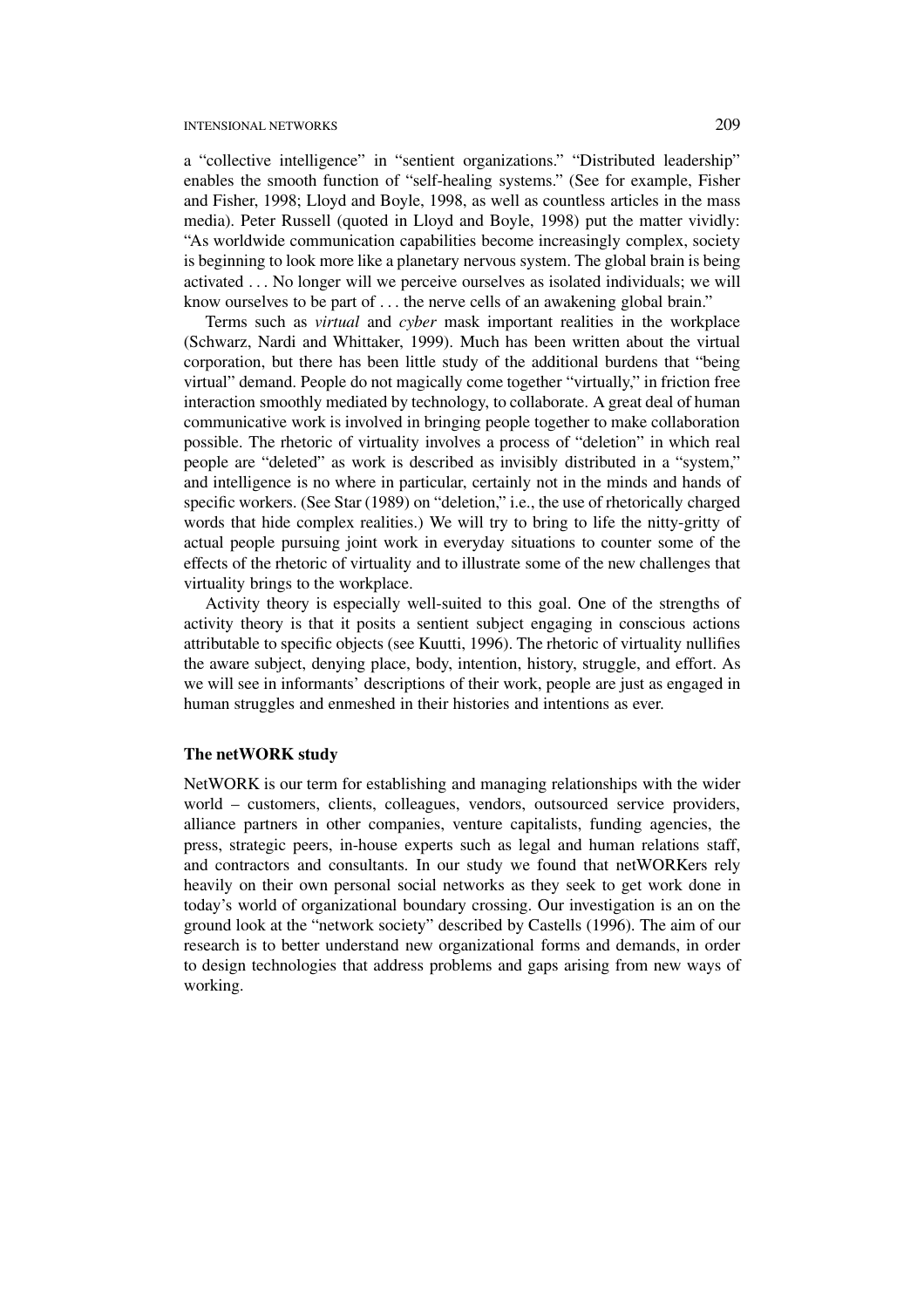a "collective intelligence" in "sentient organizations." "Distributed leadership" enables the smooth function of "self-healing systems." (See for example, Fisher and Fisher, 1998; Lloyd and Boyle, 1998, as well as countless articles in the mass media). Peter Russell (quoted in Lloyd and Boyle, 1998) put the matter vividly: "As worldwide communication capabilities become increasingly complex, society is beginning to look more like a planetary nervous system. The global brain is being activated . . . No longer will we perceive ourselves as isolated individuals; we will know ourselves to be part of . . . the nerve cells of an awakening global brain."

Terms such as *virtual* and *cyber* mask important realities in the workplace (Schwarz, Nardi and Whittaker, 1999). Much has been written about the virtual corporation, but there has been little study of the additional burdens that "being virtual" demand. People do not magically come together "virtually," in friction free interaction smoothly mediated by technology, to collaborate. A great deal of human communicative work is involved in bringing people together to make collaboration possible. The rhetoric of virtuality involves a process of "deletion" in which real people are "deleted" as work is described as invisibly distributed in a "system," and intelligence is no where in particular, certainly not in the minds and hands of specific workers. (See Star (1989) on "deletion," i.e., the use of rhetorically charged words that hide complex realities.) We will try to bring to life the nitty-gritty of actual people pursuing joint work in everyday situations to counter some of the effects of the rhetoric of virtuality and to illustrate some of the new challenges that virtuality brings to the workplace.

Activity theory is especially well-suited to this goal. One of the strengths of activity theory is that it posits a sentient subject engaging in conscious actions attributable to specific objects (see Kuutti, 1996). The rhetoric of virtuality nullifies the aware subject, denying place, body, intention, history, struggle, and effort. As we will see in informants' descriptions of their work, people are just as engaged in human struggles and enmeshed in their histories and intentions as ever.

### The netWORK study

NetWORK is our term for establishing and managing relationships with the wider world – customers, clients, colleagues, vendors, outsourced service providers, alliance partners in other companies, venture capitalists, funding agencies, the press, strategic peers, in-house experts such as legal and human relations staff, and contractors and consultants. In our study we found that netWORKers rely heavily on their own personal social networks as they seek to get work done in today's world of organizational boundary crossing. Our investigation is an on the ground look at the "network society" described by Castells (1996). The aim of our research is to better understand new organizational forms and demands, in order to design technologies that address problems and gaps arising from new ways of working.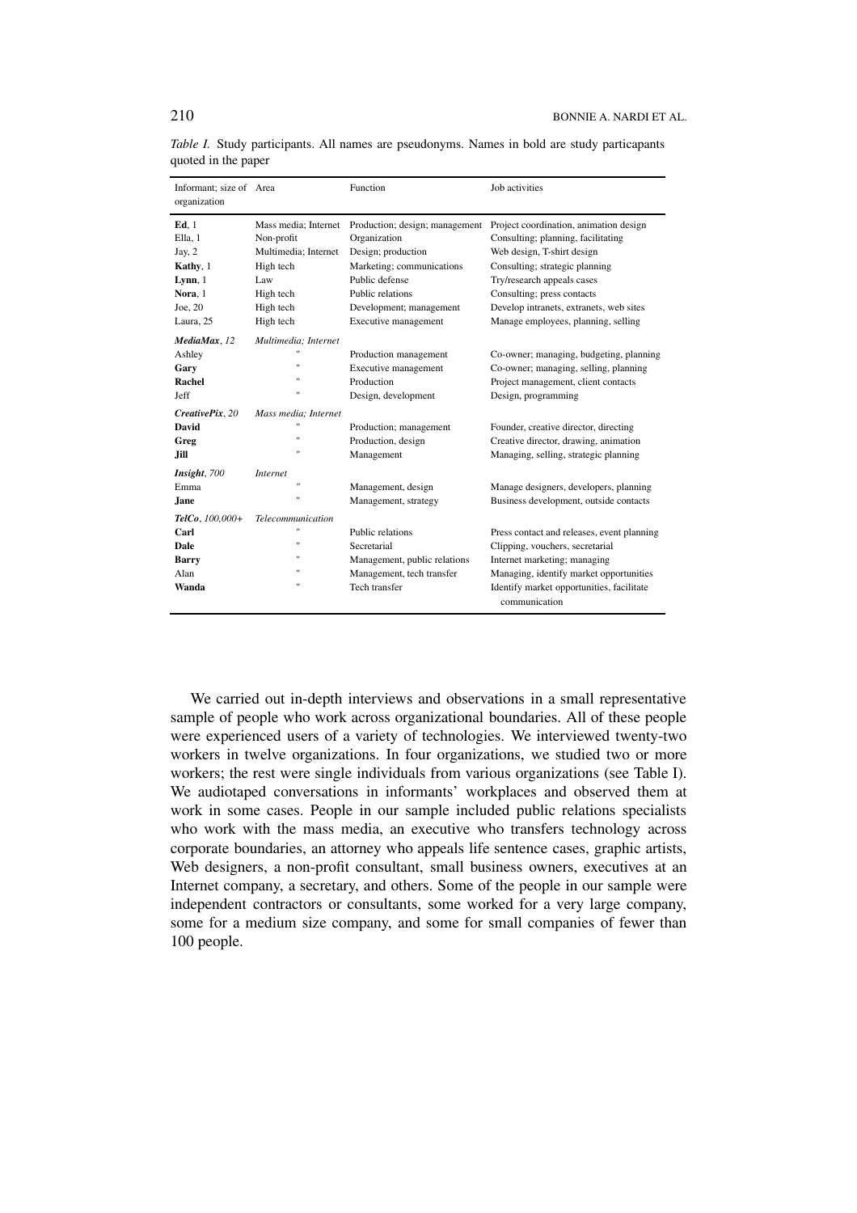*Table I.* Study participants. All names are pseudonyms. Names in bold are study particapants quoted in the paper

| Informant; size of organization | Area | Function | Job activities |
|---|---|---|---|
| **Ed**, 1 | Mass media; Internet | Production; design; management | Project coordination, animation design |
| Ella, 1 | Non-profit | Organization | Consulting; planning, facilitating |
| Jay, 2 | Multimedia; Internet | Design; production | Web design, T-shirt design |
| **Kathy**, 1 | High tech | Marketing; communications | Consulting; strategic planning |
| **Lynn**, 1 | Law | Public defense | Try/research appeals cases |
| **Nora**, 1 | High tech | Public relations | Consulting; press contacts |
| Joe, 20 | High tech | Development; management | Develop intranets, extranets, web sites |
| Laura, 25 | High tech | Executive management | Manage employees, planning, selling |
| ***MediaMax**, 12* | *Multimedia; Internet* | | |
| Ashley | " | Production management | Co-owner; managing, budgeting, planning |
| **Gary** | " | Executive management | Co-owner; managing, selling, planning |
| **Rachel** | " | Production | Project management, client contacts |
| Jeff | " | Design, development | Design, programming |
| ***CreativePix**, 20* | *Mass media; Internet* | | |
| **David** | " | Production; management | Founder, creative director, directing |
| **Greg** | " | Production, design | Creative director, drawing, animation |
| **Jill** | " | Management | Managing, selling, strategic planning |
| ***Insight**, 700* | *Internet* | | |
| Emma | " | Management, design | Manage designers, developers, planning |
| **Jane** | " | Management, strategy | Business development, outside contacts |
| ***TelCo**, 100,000+* | *Telecommunication* | | |
| **Carl** | " | Public relations | Press contact and releases, event planning |
| **Dale** | " | Secretarial | Clipping, vouchers, secretarial |
| **Barry** | " | Management, public relations | Internet marketing; managing |
| Alan | " | Management, tech transfer | Managing, identify market opportunities |
| **Wanda** | " | Tech transfer | Identify market opportunities, facilitate communication |

We carried out in-depth interviews and observations in a small representative sample of people who work across organizational boundaries. All of these people were experienced users of a variety of technologies. We interviewed twenty-two workers in twelve organizations. In four organizations, we studied two or more workers; the rest were single individuals from various organizations (see Table I). We audiotaped conversations in informants' workplaces and observed them at work in some cases. People in our sample included public relations specialists who work with the mass media, an executive who transfers technology across corporate boundaries, an attorney who appeals life sentence cases, graphic artists, Web designers, a non-profit consultant, small business owners, executives at an Internet company, a secretary, and others. Some of the people in our sample were independent contractors or consultants, some worked for a very large company, some for a medium size company, and some for small companies of fewer than 100 people.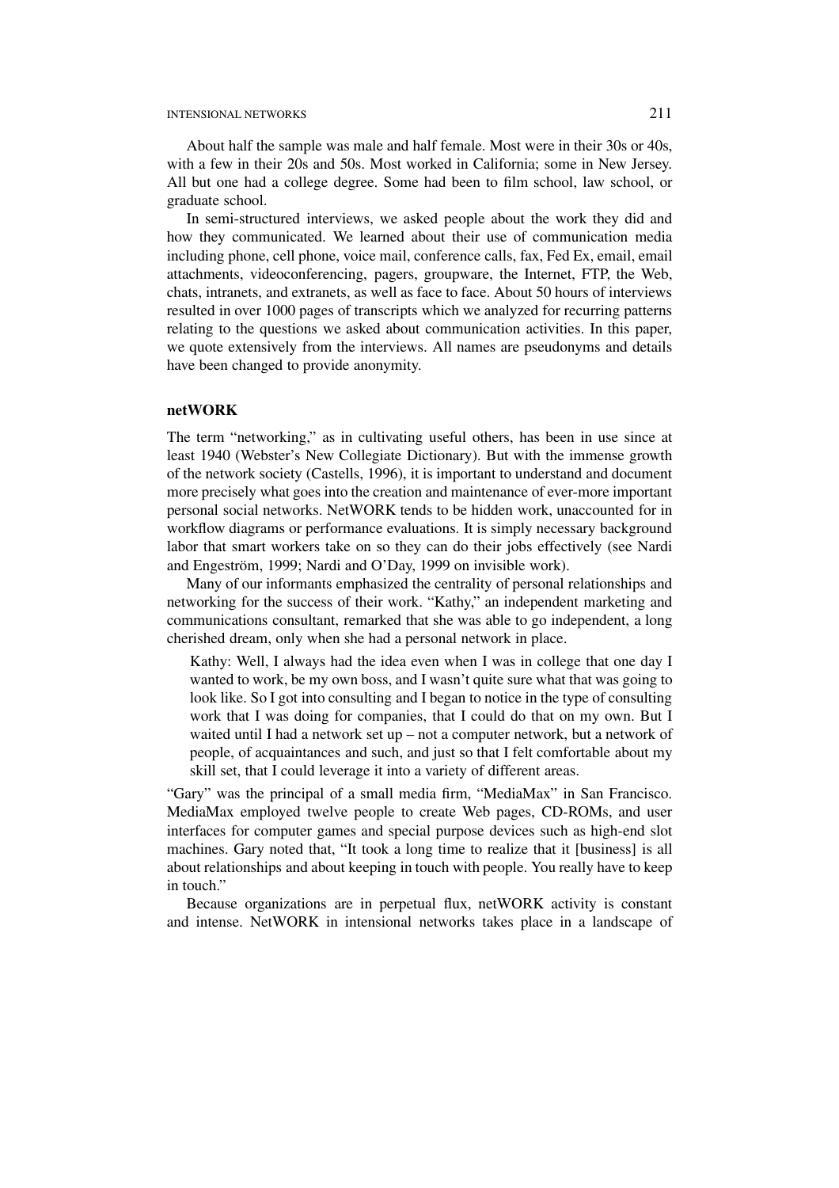About half the sample was male and half female. Most were in their 30s or 40s, with a few in their 20s and 50s. Most worked in California; some in New Jersey. All but one had a college degree. Some had been to film school, law school, or graduate school.

In semi-structured interviews, we asked people about the work they did and how they communicated. We learned about their use of communication media including phone, cell phone, voice mail, conference calls, fax, Fed Ex, email, email attachments, videoconferencing, pagers, groupware, the Internet, FTP, the Web, chats, intranets, and extranets, as well as face to face. About 50 hours of interviews resulted in over 1000 pages of transcripts which we analyzed for recurring patterns relating to the questions we asked about communication activities. In this paper, we quote extensively from the interviews. All names are pseudonyms and details have been changed to provide anonymity.

## netWORK

The term "networking," as in cultivating useful others, has been in use since at least 1940 (Webster's New Collegiate Dictionary). But with the immense growth of the network society (Castells, 1996), it is important to understand and document more precisely what goes into the creation and maintenance of ever-more important personal social networks. NetWORK tends to be hidden work, unaccounted for in workflow diagrams or performance evaluations. It is simply necessary background labor that smart workers take on so they can do their jobs effectively (see Nardi and Engeström, 1999; Nardi and O'Day, 1999 on invisible work).

Many of our informants emphasized the centrality of personal relationships and networking for the success of their work. "Kathy," an independent marketing and communications consultant, remarked that she was able to go independent, a long cherished dream, only when she had a personal network in place.

> Kathy: Well, I always had the idea even when I was in college that one day I wanted to work, be my own boss, and I wasn't quite sure what that was going to look like. So I got into consulting and I began to notice in the type of consulting work that I was doing for companies, that I could do that on my own. But I waited until I had a network set up – not a computer network, but a network of people, of acquaintances and such, and just so that I felt comfortable about my skill set, that I could leverage it into a variety of different areas.

"Gary" was the principal of a small media firm, "MediaMax" in San Francisco. MediaMax employed twelve people to create Web pages, CD-ROMs, and user interfaces for computer games and special purpose devices such as high-end slot machines. Gary noted that, "It took a long time to realize that it [business] is all about relationships and about keeping in touch with people. You really have to keep in touch."

Because organizations are in perpetual flux, netWORK activity is constant and intense. NetWORK in intensional networks takes place in a landscape of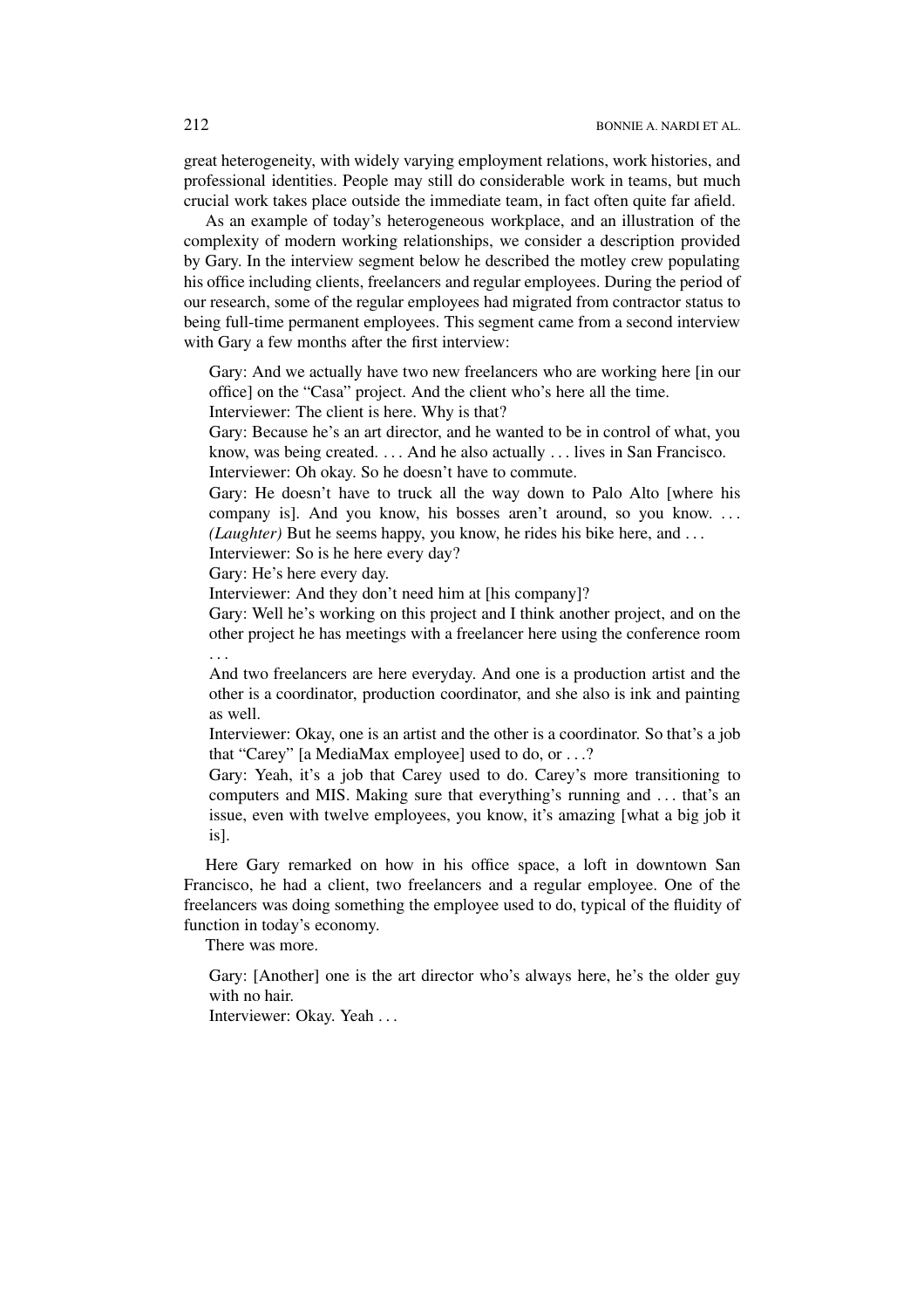great heterogeneity, with widely varying employment relations, work histories, and professional identities. People may still do considerable work in teams, but much crucial work takes place outside the immediate team, in fact often quite far afield.

As an example of today's heterogeneous workplace, and an illustration of the complexity of modern working relationships, we consider a description provided by Gary. In the interview segment below he described the motley crew populating his office including clients, freelancers and regular employees. During the period of our research, some of the regular employees had migrated from contractor status to being full-time permanent employees. This segment came from a second interview with Gary a few months after the first interview:

> Gary: And we actually have two new freelancers who are working here [in our office] on the "Casa" project. And the client who's here all the time.
> Interviewer: The client is here. Why is that?
> Gary: Because he's an art director, and he wanted to be in control of what, you know, was being created. ... And he also actually ... lives in San Francisco.
> Interviewer: Oh okay. So he doesn't have to commute.
> Gary: He doesn't have to truck all the way down to Palo Alto [where his company is]. And you know, his bosses aren't around, so you know. ... *(Laughter)* But he seems happy, you know, he rides his bike here, and ...
> Interviewer: So is he here every day?
> Gary: He's here every day.
> Interviewer: And they don't need him at [his company]?
> Gary: Well he's working on this project and I think another project, and on the other project he has meetings with a freelancer here using the conference room ...
> And two freelancers are here everyday. And one is a production artist and the other is a coordinator, production coordinator, and she also is ink and painting as well.
> Interviewer: Okay, one is an artist and the other is a coordinator. So that's a job that "Carey" [a MediaMax employee] used to do, or ...?
> Gary: Yeah, it's a job that Carey used to do. Carey's more transitioning to computers and MIS. Making sure that everything's running and ... that's an issue, even with twelve employees, you know, it's amazing [what a big job it is].

Here Gary remarked on how in his office space, a loft in downtown San Francisco, he had a client, two freelancers and a regular employee. One of the freelancers was doing something the employee used to do, typical of the fluidity of function in today's economy.

There was more.

> Gary: [Another] one is the art director who's always here, he's the older guy with no hair.
> Interviewer: Okay. Yeah ...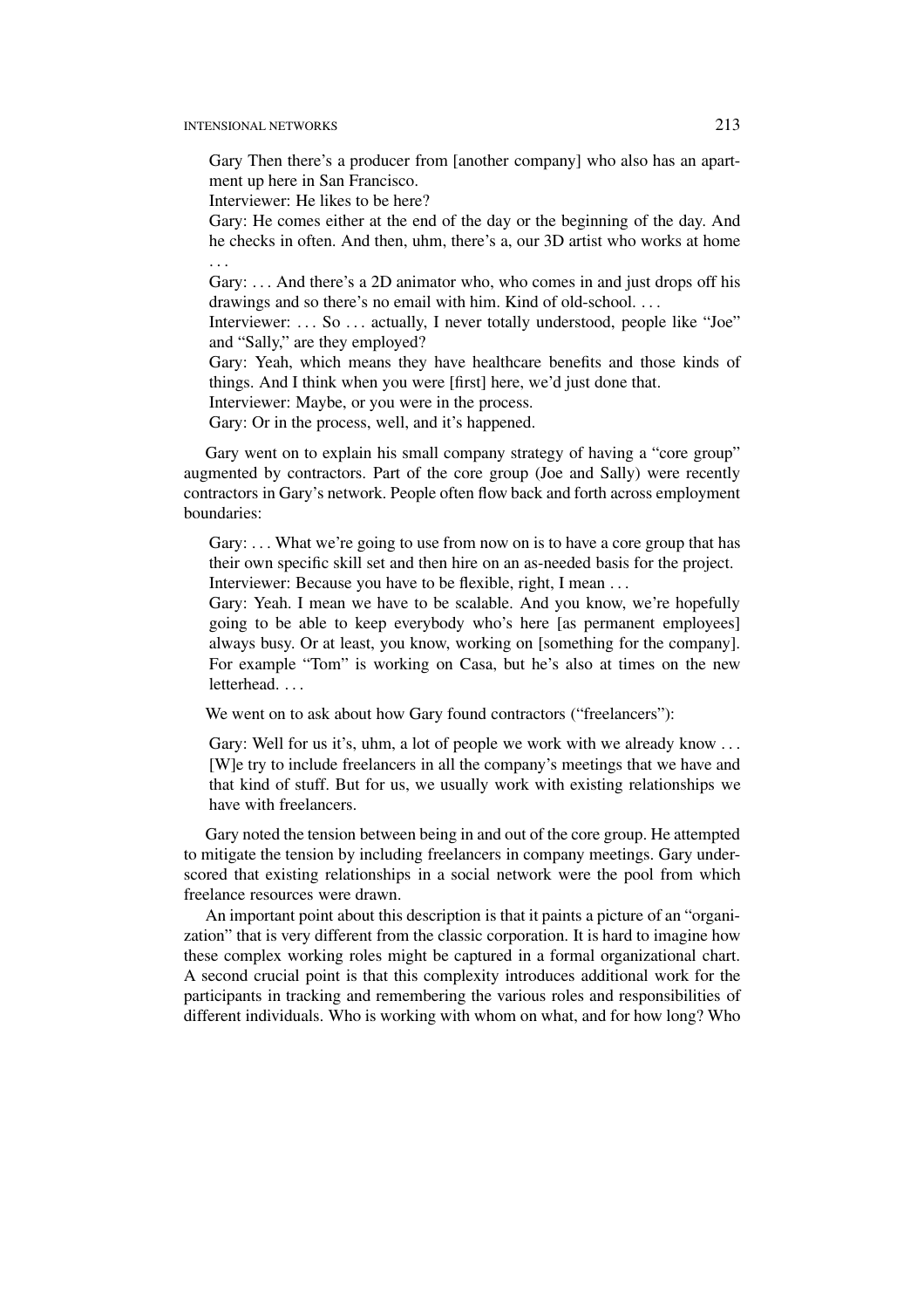> Gary Then there's a producer from [another company] who also has an apartment up here in San Francisco.
>
> Interviewer: He likes to be here?
>
> Gary: He comes either at the end of the day or the beginning of the day. And he checks in often. And then, uhm, there's a, our 3D artist who works at home . . .
>
> Gary: . . . And there's a 2D animator who, who comes in and just drops off his drawings and so there's no email with him. Kind of old-school. . . .
>
> Interviewer: . . . So . . . actually, I never totally understood, people like "Joe" and "Sally," are they employed?
>
> Gary: Yeah, which means they have healthcare benefits and those kinds of things. And I think when you were [first] here, we'd just done that.
>
> Interviewer: Maybe, or you were in the process.
>
> Gary: Or in the process, well, and it's happened.

Gary went on to explain his small company strategy of having a "core group" augmented by contractors. Part of the core group (Joe and Sally) were recently contractors in Gary's network. People often flow back and forth across employment boundaries:

> Gary: . . . What we're going to use from now on is to have a core group that has their own specific skill set and then hire on an as-needed basis for the project.
>
> Interviewer: Because you have to be flexible, right, I mean . . .
>
> Gary: Yeah. I mean we have to be scalable. And you know, we're hopefully going to be able to keep everybody who's here [as permanent employees] always busy. Or at least, you know, working on [something for the company]. For example "Tom" is working on Casa, but he's also at times on the new letterhead. . . .

We went on to ask about how Gary found contractors ("freelancers"):

> Gary: Well for us it's, uhm, a lot of people we work with we already know . . . [W]e try to include freelancers in all the company's meetings that we have and that kind of stuff. But for us, we usually work with existing relationships we have with freelancers.

Gary noted the tension between being in and out of the core group. He attempted to mitigate the tension by including freelancers in company meetings. Gary underscored that existing relationships in a social network were the pool from which freelance resources were drawn.

An important point about this description is that it paints a picture of an "organization" that is very different from the classic corporation. It is hard to imagine how these complex working roles might be captured in a formal organizational chart. A second crucial point is that this complexity introduces additional work for the participants in tracking and remembering the various roles and responsibilities of different individuals. Who is working with whom on what, and for how long? Who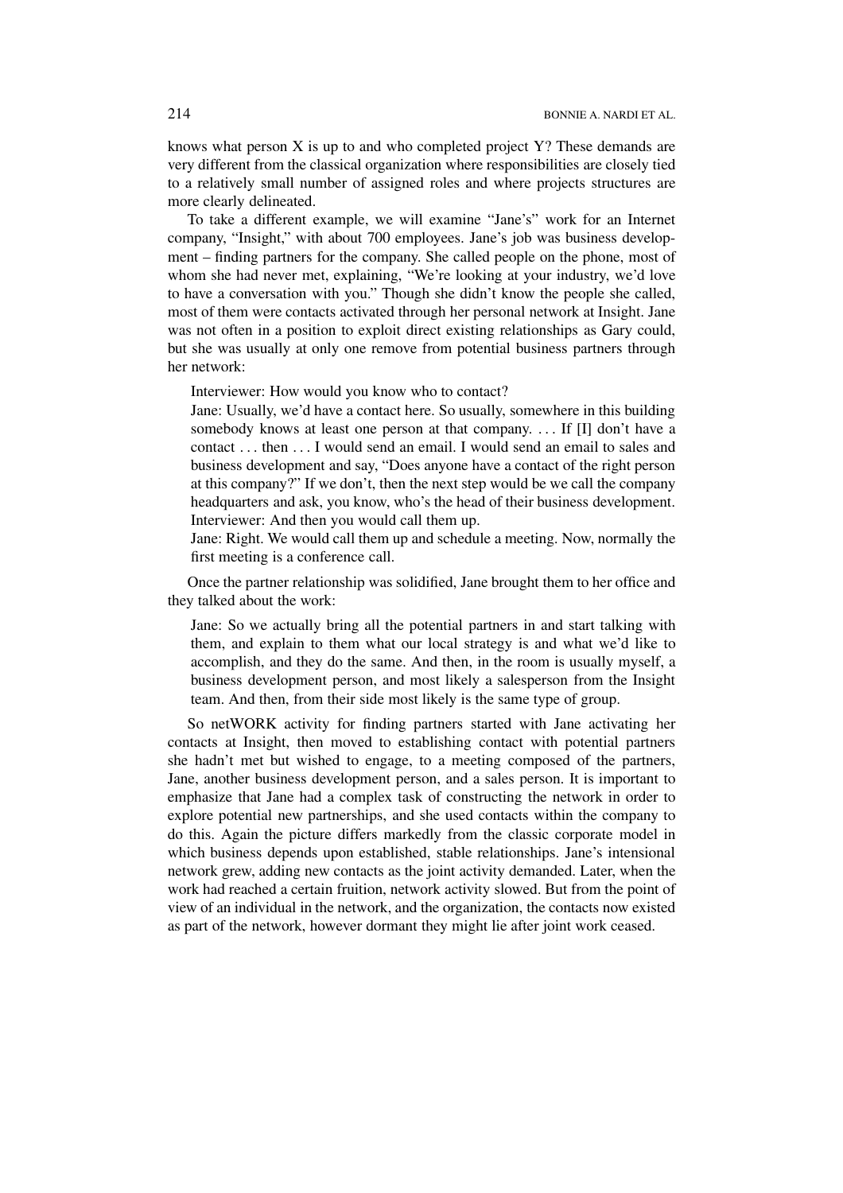knows what person X is up to and who completed project Y? These demands are very different from the classical organization where responsibilities are closely tied to a relatively small number of assigned roles and where projects structures are more clearly delineated.

To take a different example, we will examine "Jane's" work for an Internet company, "Insight," with about 700 employees. Jane's job was business development – finding partners for the company. She called people on the phone, most of whom she had never met, explaining, "We're looking at your industry, we'd love to have a conversation with you." Though she didn't know the people she called, most of them were contacts activated through her personal network at Insight. Jane was not often in a position to exploit direct existing relationships as Gary could, but she was usually at only one remove from potential business partners through her network:

> Interviewer: How would you know who to contact?
>
> Jane: Usually, we'd have a contact here. So usually, somewhere in this building somebody knows at least one person at that company. . . . If [I] don't have a contact . . . then . . . I would send an email. I would send an email to sales and business development and say, "Does anyone have a contact of the right person at this company?" If we don't, then the next step would be we call the company headquarters and ask, you know, who's the head of their business development.
>
> Interviewer: And then you would call them up.
>
> Jane: Right. We would call them up and schedule a meeting. Now, normally the first meeting is a conference call.

Once the partner relationship was solidified, Jane brought them to her office and they talked about the work:

> Jane: So we actually bring all the potential partners in and start talking with them, and explain to them what our local strategy is and what we'd like to accomplish, and they do the same. And then, in the room is usually myself, a business development person, and most likely a salesperson from the Insight team. And then, from their side most likely is the same type of group.

So netWORK activity for finding partners started with Jane activating her contacts at Insight, then moved to establishing contact with potential partners she hadn't met but wished to engage, to a meeting composed of the partners, Jane, another business development person, and a sales person. It is important to emphasize that Jane had a complex task of constructing the network in order to explore potential new partnerships, and she used contacts within the company to do this. Again the picture differs markedly from the classic corporate model in which business depends upon established, stable relationships. Jane's intensional network grew, adding new contacts as the joint activity demanded. Later, when the work had reached a certain fruition, network activity slowed. But from the point of view of an individual in the network, and the organization, the contacts now existed as part of the network, however dormant they might lie after joint work ceased.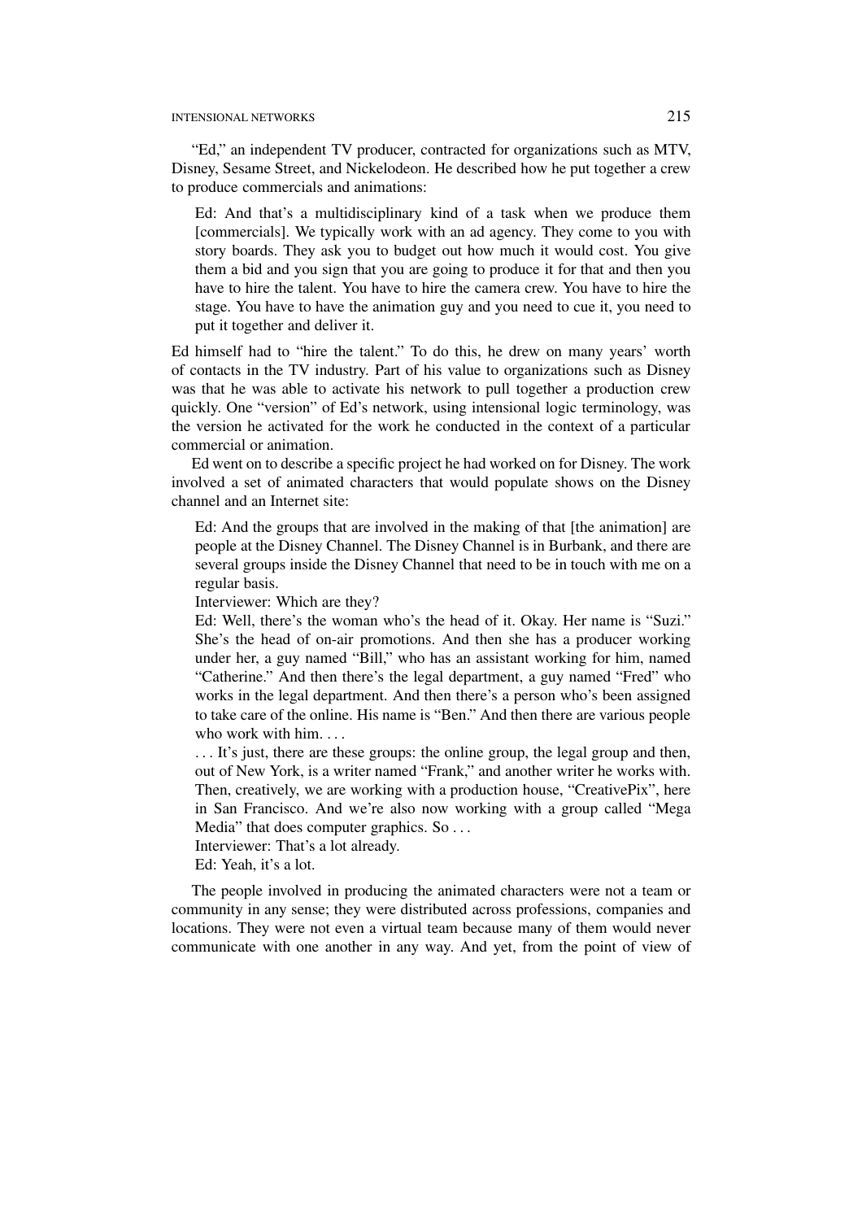"Ed," an independent TV producer, contracted for organizations such as MTV, Disney, Sesame Street, and Nickelodeon. He described how he put together a crew to produce commercials and animations:

> Ed: And that's a multidisciplinary kind of a task when we produce them [commercials]. We typically work with an ad agency. They come to you with story boards. They ask you to budget out how much it would cost. You give them a bid and you sign that you are going to produce it for that and then you have to hire the talent. You have to hire the camera crew. You have to hire the stage. You have to have the animation guy and you need to cue it, you need to put it together and deliver it.

Ed himself had to "hire the talent." To do this, he drew on many years' worth of contacts in the TV industry. Part of his value to organizations such as Disney was that he was able to activate his network to pull together a production crew quickly. One "version" of Ed's network, using intensional logic terminology, was the version he activated for the work he conducted in the context of a particular commercial or animation.

Ed went on to describe a specific project he had worked on for Disney. The work involved a set of animated characters that would populate shows on the Disney channel and an Internet site:

> Ed: And the groups that are involved in the making of that [the animation] are people at the Disney Channel. The Disney Channel is in Burbank, and there are several groups inside the Disney Channel that need to be in touch with me on a regular basis.
>
> Interviewer: Which are they?
>
> Ed: Well, there's the woman who's the head of it. Okay. Her name is "Suzi." She's the head of on-air promotions. And then she has a producer working under her, a guy named "Bill," who has an assistant working for him, named "Catherine." And then there's the legal department, a guy named "Fred" who works in the legal department. And then there's a person who's been assigned to take care of the online. His name is "Ben." And then there are various people who work with him. . . .
>
> . . . It's just, there are these groups: the online group, the legal group and then, out of New York, is a writer named "Frank," and another writer he works with. Then, creatively, we are working with a production house, "CreativePix", here in San Francisco. And we're also now working with a group called "Mega Media" that does computer graphics. So . . .
>
> Interviewer: That's a lot already.
>
> Ed: Yeah, it's a lot.

The people involved in producing the animated characters were not a team or community in any sense; they were distributed across professions, companies and locations. They were not even a virtual team because many of them would never communicate with one another in any way. And yet, from the point of view of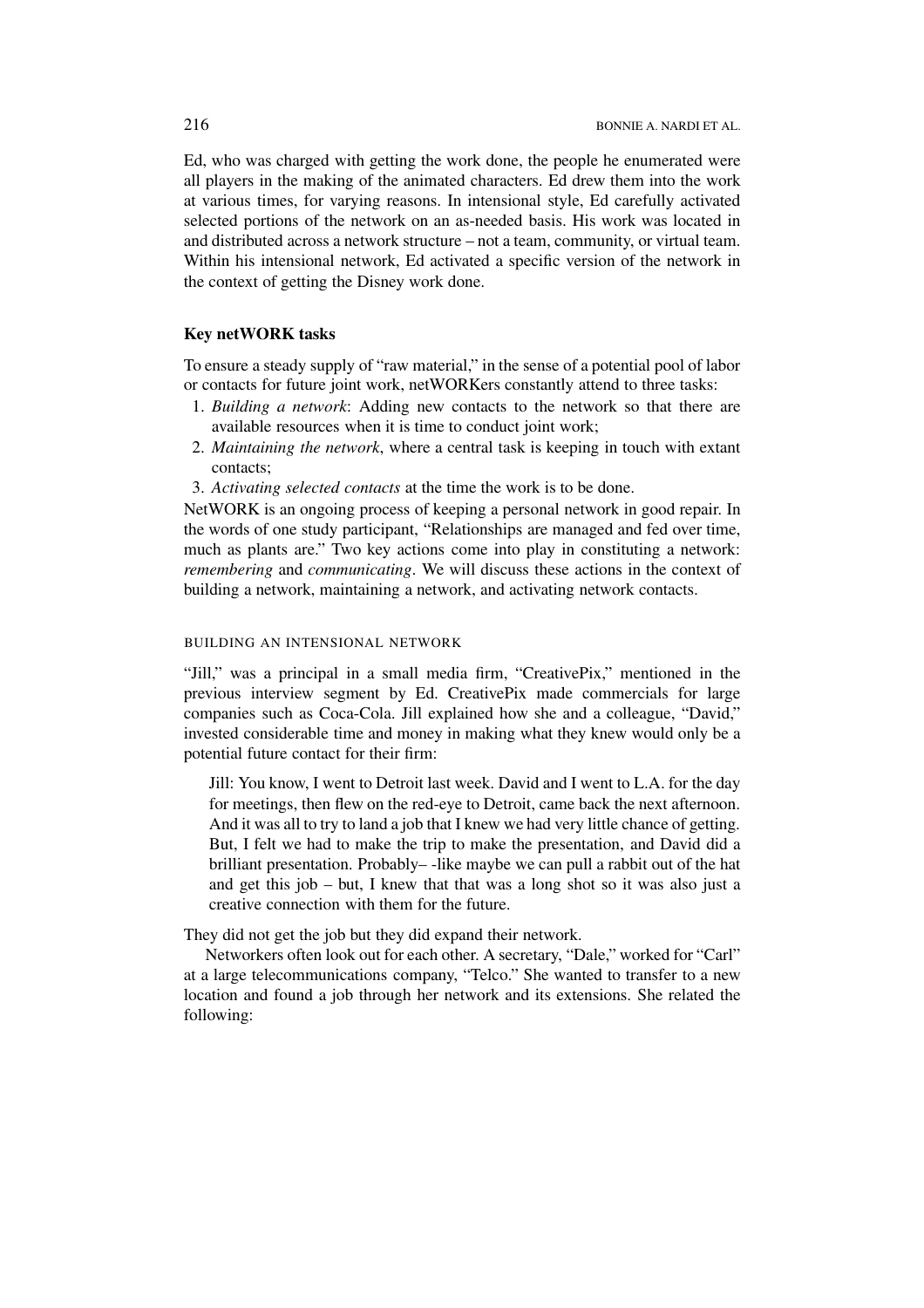Ed, who was charged with getting the work done, the people he enumerated were all players in the making of the animated characters. Ed drew them into the work at various times, for varying reasons. In intensional style, Ed carefully activated selected portions of the network on an as-needed basis. His work was located in and distributed across a network structure – not a team, community, or virtual team. Within his intensional network, Ed activated a specific version of the network in the context of getting the Disney work done.

### Key netWORK tasks

To ensure a steady supply of "raw material," in the sense of a potential pool of labor or contacts for future joint work, netWORKers constantly attend to three tasks:

1. *Building a network*: Adding new contacts to the network so that there are available resources when it is time to conduct joint work;
2. *Maintaining the network*, where a central task is keeping in touch with extant contacts;
3. *Activating selected contacts* at the time the work is to be done.

NetWORK is an ongoing process of keeping a personal network in good repair. In the words of one study participant, "Relationships are managed and fed over time, much as plants are." Two key actions come into play in constituting a network: *remembering* and *communicating*. We will discuss these actions in the context of building a network, maintaining a network, and activating network contacts.

#### BUILDING AN INTENSIONAL NETWORK

"Jill," was a principal in a small media firm, "CreativePix," mentioned in the previous interview segment by Ed. CreativePix made commercials for large companies such as Coca-Cola. Jill explained how she and a colleague, "David," invested considerable time and money in making what they knew would only be a potential future contact for their firm:

> Jill: You know, I went to Detroit last week. David and I went to L.A. for the day for meetings, then flew on the red-eye to Detroit, came back the next afternoon. And it was all to try to land a job that I knew we had very little chance of getting. But, I felt we had to make the trip to make the presentation, and David did a brilliant presentation. Probably– -like maybe we can pull a rabbit out of the hat and get this job – but, I knew that that was a long shot so it was also just a creative connection with them for the future.

They did not get the job but they did expand their network.

Networkers often look out for each other. A secretary, "Dale," worked for "Carl" at a large telecommunications company, "Telco." She wanted to transfer to a new location and found a job through her network and its extensions. She related the following: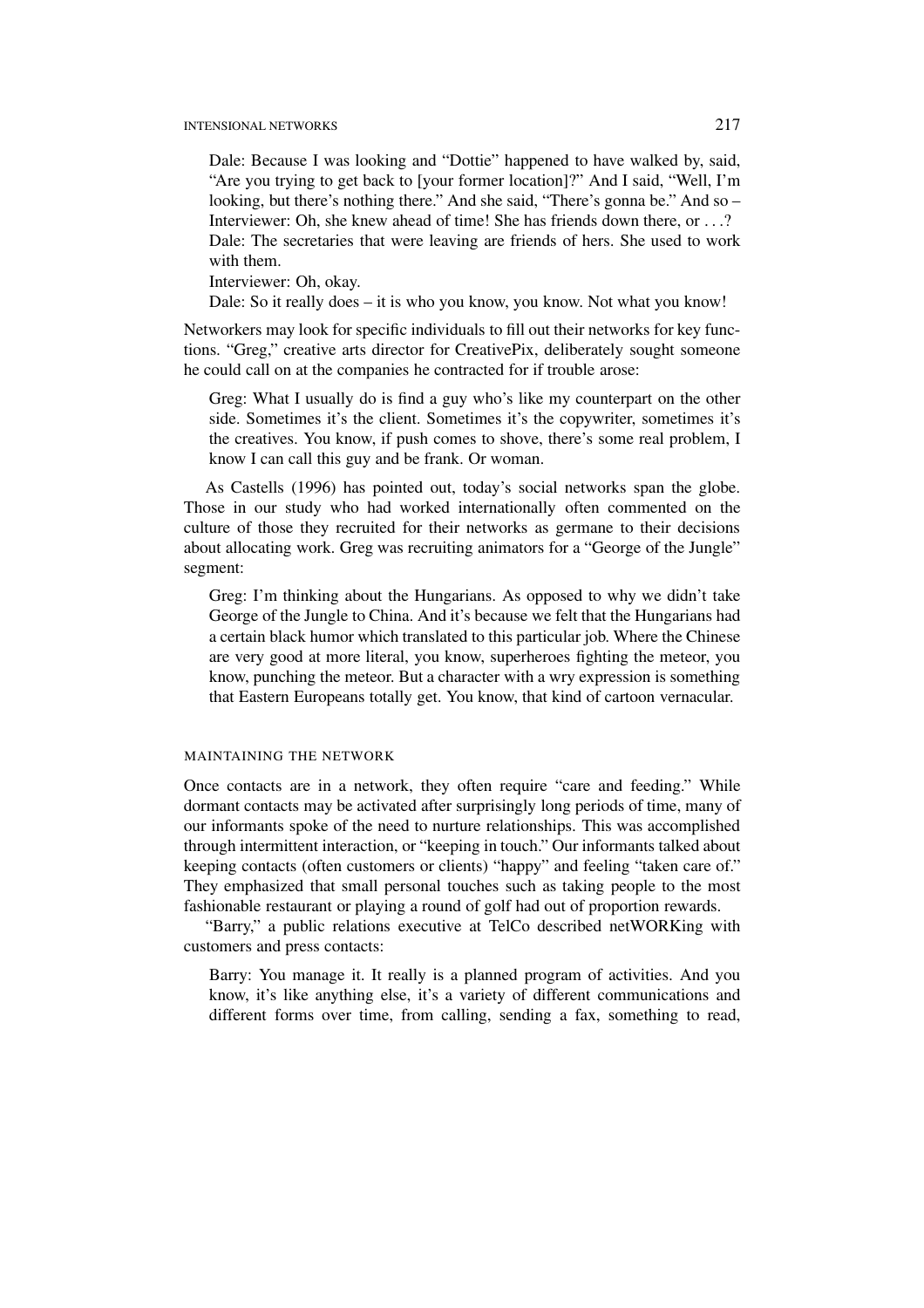Dale: Because I was looking and "Dottie" happened to have walked by, said, "Are you trying to get back to [your former location]?" And I said, "Well, I'm looking, but there's nothing there." And she said, "There's gonna be." And so – Interviewer: Oh, she knew ahead of time! She has friends down there, or . . .?
Dale: The secretaries that were leaving are friends of hers. She used to work with them.
Interviewer: Oh, okay.
Dale: So it really does – it is who you know, you know. Not what you know!

Networkers may look for specific individuals to fill out their networks for key functions. "Greg," creative arts director for CreativePix, deliberately sought someone he could call on at the companies he contracted for if trouble arose:

Greg: What I usually do is find a guy who's like my counterpart on the other side. Sometimes it's the client. Sometimes it's the copywriter, sometimes it's the creatives. You know, if push comes to shove, there's some real problem, I know I can call this guy and be frank. Or woman.

As Castells (1996) has pointed out, today's social networks span the globe. Those in our study who had worked internationally often commented on the culture of those they recruited for their networks as germane to their decisions about allocating work. Greg was recruiting animators for a "George of the Jungle" segment:

Greg: I'm thinking about the Hungarians. As opposed to why we didn't take George of the Jungle to China. And it's because we felt that the Hungarians had a certain black humor which translated to this particular job. Where the Chinese are very good at more literal, you know, superheroes fighting the meteor, you know, punching the meteor. But a character with a wry expression is something that Eastern Europeans totally get. You know, that kind of cartoon vernacular.

## MAINTAINING THE NETWORK

Once contacts are in a network, they often require "care and feeding." While dormant contacts may be activated after surprisingly long periods of time, many of our informants spoke of the need to nurture relationships. This was accomplished through intermittent interaction, or "keeping in touch." Our informants talked about keeping contacts (often customers or clients) "happy" and feeling "taken care of." They emphasized that small personal touches such as taking people to the most fashionable restaurant or playing a round of golf had out of proportion rewards.

"Barry," a public relations executive at TelCo described netWORKing with customers and press contacts:

Barry: You manage it. It really is a planned program of activities. And you know, it's like anything else, it's a variety of different communications and different forms over time, from calling, sending a fax, something to read,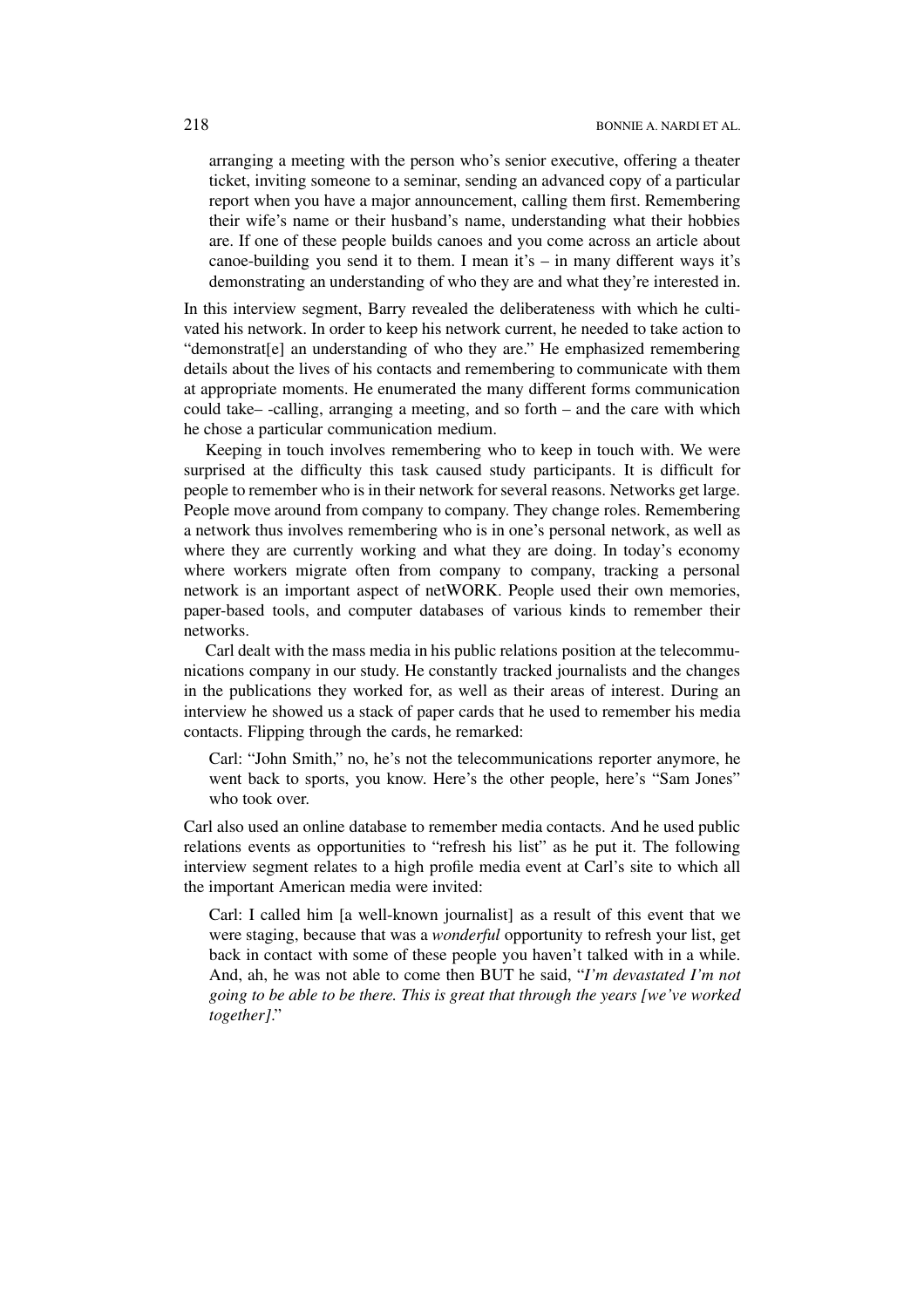arranging a meeting with the person who's senior executive, offering a theater ticket, inviting someone to a seminar, sending an advanced copy of a particular report when you have a major announcement, calling them first. Remembering their wife's name or their husband's name, understanding what their hobbies are. If one of these people builds canoes and you come across an article about canoe-building you send it to them. I mean it's – in many different ways it's demonstrating an understanding of who they are and what they're interested in.

In this interview segment, Barry revealed the deliberateness with which he cultivated his network. In order to keep his network current, he needed to take action to "demonstrat[e] an understanding of who they are." He emphasized remembering details about the lives of his contacts and remembering to communicate with them at appropriate moments. He enumerated the many different forms communication could take– -calling, arranging a meeting, and so forth – and the care with which he chose a particular communication medium.

Keeping in touch involves remembering who to keep in touch with. We were surprised at the difficulty this task caused study participants. It is difficult for people to remember who is in their network for several reasons. Networks get large. People move around from company to company. They change roles. Remembering a network thus involves remembering who is in one's personal network, as well as where they are currently working and what they are doing. In today's economy where workers migrate often from company to company, tracking a personal network is an important aspect of netWORK. People used their own memories, paper-based tools, and computer databases of various kinds to remember their networks.

Carl dealt with the mass media in his public relations position at the telecommunications company in our study. He constantly tracked journalists and the changes in the publications they worked for, as well as their areas of interest. During an interview he showed us a stack of paper cards that he used to remember his media contacts. Flipping through the cards, he remarked:

Carl: "John Smith," no, he's not the telecommunications reporter anymore, he went back to sports, you know. Here's the other people, here's "Sam Jones" who took over.

Carl also used an online database to remember media contacts. And he used public relations events as opportunities to "refresh his list" as he put it. The following interview segment relates to a high profile media event at Carl's site to which all the important American media were invited:

Carl: I called him [a well-known journalist] as a result of this event that we were staging, because that was a *wonderful* opportunity to refresh your list, get back in contact with some of these people you haven't talked with in a while. And, ah, he was not able to come then BUT he said, "*I'm devastated I'm not going to be able to be there. This is great that through the years [we've worked together]*."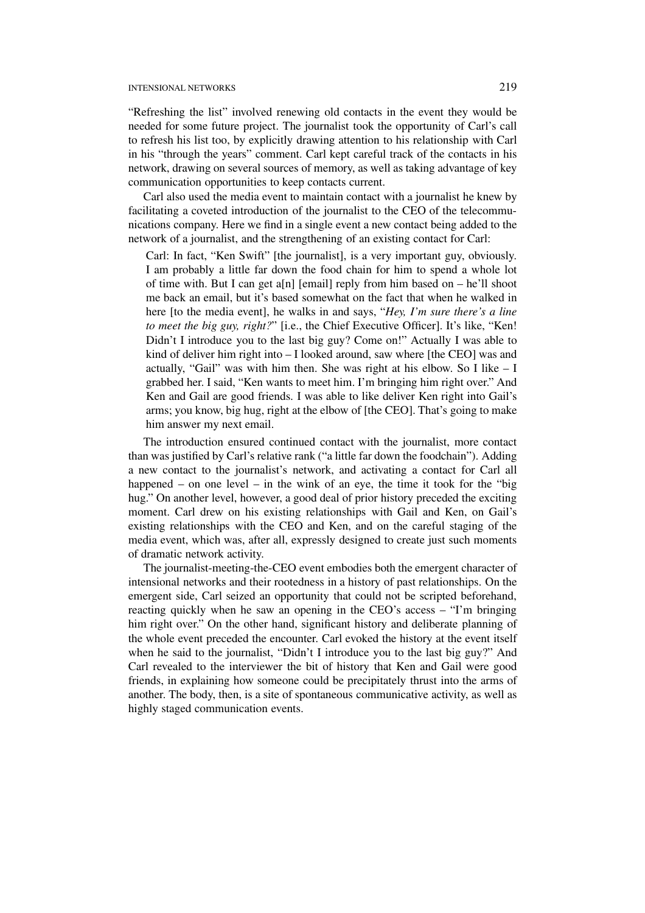"Refreshing the list" involved renewing old contacts in the event they would be needed for some future project. The journalist took the opportunity of Carl's call to refresh his list too, by explicitly drawing attention to his relationship with Carl in his "through the years" comment. Carl kept careful track of the contacts in his network, drawing on several sources of memory, as well as taking advantage of key communication opportunities to keep contacts current.

Carl also used the media event to maintain contact with a journalist he knew by facilitating a coveted introduction of the journalist to the CEO of the telecommunications company. Here we find in a single event a new contact being added to the network of a journalist, and the strengthening of an existing contact for Carl:

> Carl: In fact, "Ken Swift" [the journalist], is a very important guy, obviously. I am probably a little far down the food chain for him to spend a whole lot of time with. But I can get a[n] [email] reply from him based on – he'll shoot me back an email, but it's based somewhat on the fact that when he walked in here [to the media event], he walks in and says, "*Hey, I'm sure there's a line to meet the big guy, right?*" [i.e., the Chief Executive Officer]. It's like, "Ken! Didn't I introduce you to the last big guy? Come on!" Actually I was able to kind of deliver him right into – I looked around, saw where [the CEO] was and actually, "Gail" was with him then. She was right at his elbow. So I like – I grabbed her. I said, "Ken wants to meet him. I'm bringing him right over." And Ken and Gail are good friends. I was able to like deliver Ken right into Gail's arms; you know, big hug, right at the elbow of [the CEO]. That's going to make him answer my next email.

The introduction ensured continued contact with the journalist, more contact than was justified by Carl's relative rank ("a little far down the foodchain"). Adding a new contact to the journalist's network, and activating a contact for Carl all happened – on one level – in the wink of an eye, the time it took for the "big hug." On another level, however, a good deal of prior history preceded the exciting moment. Carl drew on his existing relationships with Gail and Ken, on Gail's existing relationships with the CEO and Ken, and on the careful staging of the media event, which was, after all, expressly designed to create just such moments of dramatic network activity.

The journalist-meeting-the-CEO event embodies both the emergent character of intensional networks and their rootedness in a history of past relationships. On the emergent side, Carl seized an opportunity that could not be scripted beforehand, reacting quickly when he saw an opening in the CEO's access – "I'm bringing him right over." On the other hand, significant history and deliberate planning of the whole event preceded the encounter. Carl evoked the history at the event itself when he said to the journalist, "Didn't I introduce you to the last big guy?" And Carl revealed to the interviewer the bit of history that Ken and Gail were good friends, in explaining how someone could be precipitately thrust into the arms of another. The body, then, is a site of spontaneous communicative activity, as well as highly staged communication events.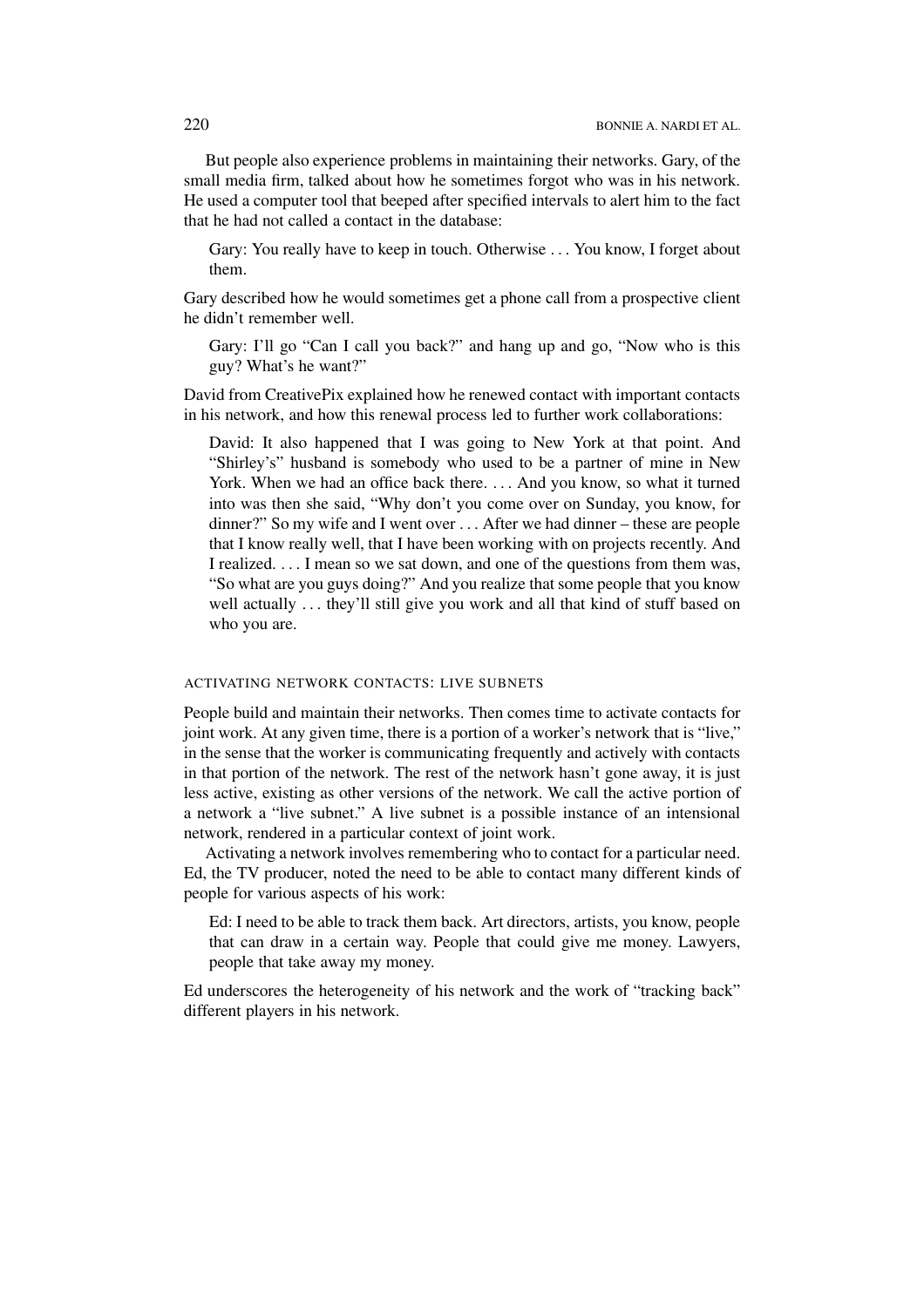But people also experience problems in maintaining their networks. Gary, of the small media firm, talked about how he sometimes forgot who was in his network. He used a computer tool that beeped after specified intervals to alert him to the fact that he had not called a contact in the database:

> Gary: You really have to keep in touch. Otherwise . . . You know, I forget about them.

Gary described how he would sometimes get a phone call from a prospective client he didn't remember well.

> Gary: I'll go "Can I call you back?" and hang up and go, "Now who is this guy? What's he want?"

David from CreativePix explained how he renewed contact with important contacts in his network, and how this renewal process led to further work collaborations:

> David: It also happened that I was going to New York at that point. And "Shirley's" husband is somebody who used to be a partner of mine in New York. When we had an office back there. . . . And you know, so what it turned into was then she said, "Why don't you come over on Sunday, you know, for dinner?" So my wife and I went over . . . After we had dinner – these are people that I know really well, that I have been working with on projects recently. And I realized. . . . I mean so we sat down, and one of the questions from them was, "So what are you guys doing?" And you realize that some people that you know well actually . . . they'll still give you work and all that kind of stuff based on who you are.

### ACTIVATING NETWORK CONTACTS: LIVE SUBNETS

People build and maintain their networks. Then comes time to activate contacts for joint work. At any given time, there is a portion of a worker's network that is "live," in the sense that the worker is communicating frequently and actively with contacts in that portion of the network. The rest of the network hasn't gone away, it is just less active, existing as other versions of the network. We call the active portion of a network a "live subnet." A live subnet is a possible instance of an intensional network, rendered in a particular context of joint work.

Activating a network involves remembering who to contact for a particular need. Ed, the TV producer, noted the need to be able to contact many different kinds of people for various aspects of his work:

> Ed: I need to be able to track them back. Art directors, artists, you know, people that can draw in a certain way. People that could give me money. Lawyers, people that take away my money.

Ed underscores the heterogeneity of his network and the work of "tracking back" different players in his network.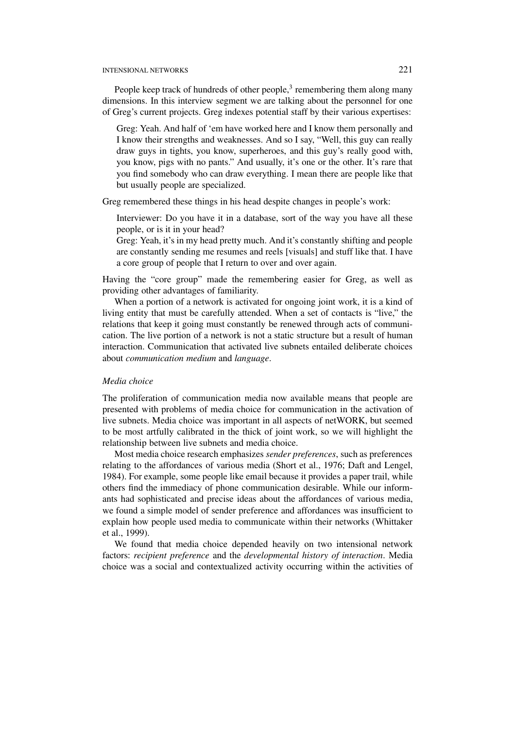People keep track of hundreds of other people,[3] remembering them along many dimensions. In this interview segment we are talking about the personnel for one of Greg's current projects. Greg indexes potential staff by their various expertises:

> Greg: Yeah. And half of 'em have worked here and I know them personally and I know their strengths and weaknesses. And so I say, "Well, this guy can really draw guys in tights, you know, superheroes, and this guy's really good with, you know, pigs with no pants." And usually, it's one or the other. It's rare that you find somebody who can draw everything. I mean there are people like that but usually people are specialized.

Greg remembered these things in his head despite changes in people's work:

> Interviewer: Do you have it in a database, sort of the way you have all these people, or is it in your head?
> Greg: Yeah, it's in my head pretty much. And it's constantly shifting and people are constantly sending me resumes and reels [visuals] and stuff like that. I have a core group of people that I return to over and over again.

Having the "core group" made the remembering easier for Greg, as well as providing other advantages of familiarity.

When a portion of a network is activated for ongoing joint work, it is a kind of living entity that must be carefully attended. When a set of contacts is "live," the relations that keep it going must constantly be renewed through acts of communication. The live portion of a network is not a static structure but a result of human interaction. Communication that activated live subnets entailed deliberate choices about *communication medium* and *language*.

### *Media choice*

The proliferation of communication media now available means that people are presented with problems of media choice for communication in the activation of live subnets. Media choice was important in all aspects of netWORK, but seemed to be most artfully calibrated in the thick of joint work, so we will highlight the relationship between live subnets and media choice.

Most media choice research emphasizes *sender preferences*, such as preferences relating to the affordances of various media (Short et al., 1976; Daft and Lengel, 1984). For example, some people like email because it provides a paper trail, while others find the immediacy of phone communication desirable. While our informants had sophisticated and precise ideas about the affordances of various media, we found a simple model of sender preference and affordances was insufficient to explain how people used media to communicate within their networks (Whittaker et al., 1999).

We found that media choice depended heavily on two intensional network factors: *recipient preference* and the *developmental history of interaction*. Media choice was a social and contextualized activity occurring within the activities of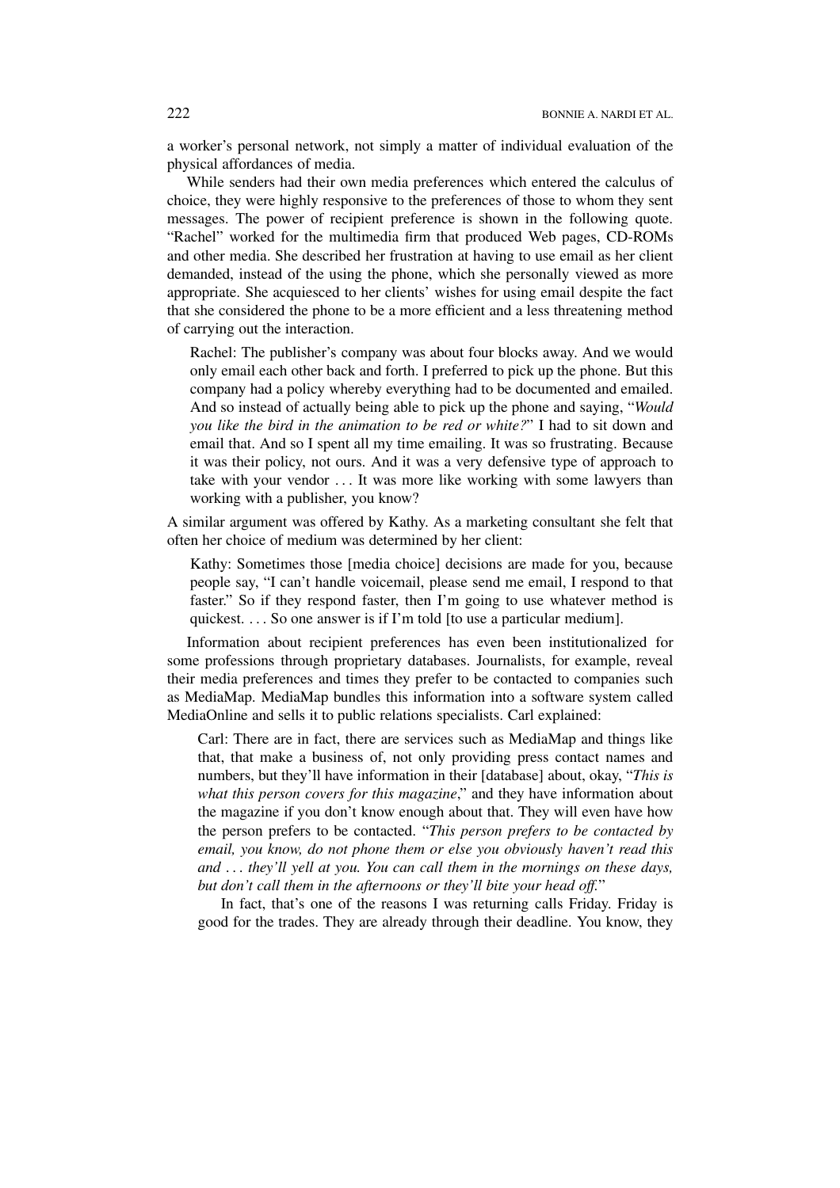a worker's personal network, not simply a matter of individual evaluation of the physical affordances of media.

While senders had their own media preferences which entered the calculus of choice, they were highly responsive to the preferences of those to whom they sent messages. The power of recipient preference is shown in the following quote. "Rachel" worked for the multimedia firm that produced Web pages, CD-ROMs and other media. She described her frustration at having to use email as her client demanded, instead of the using the phone, which she personally viewed as more appropriate. She acquiesced to her clients' wishes for using email despite the fact that she considered the phone to be a more efficient and a less threatening method of carrying out the interaction.

> Rachel: The publisher's company was about four blocks away. And we would only email each other back and forth. I preferred to pick up the phone. But this company had a policy whereby everything had to be documented and emailed. And so instead of actually being able to pick up the phone and saying, "*Would you like the bird in the animation to be red or white?*" I had to sit down and email that. And so I spent all my time emailing. It was so frustrating. Because it was their policy, not ours. And it was a very defensive type of approach to take with your vendor . . . It was more like working with some lawyers than working with a publisher, you know?

A similar argument was offered by Kathy. As a marketing consultant she felt that often her choice of medium was determined by her client:

> Kathy: Sometimes those [media choice] decisions are made for you, because people say, "I can't handle voicemail, please send me email, I respond to that faster." So if they respond faster, then I'm going to use whatever method is quickest. . . . So one answer is if I'm told [to use a particular medium].

Information about recipient preferences has even been institutionalized for some professions through proprietary databases. Journalists, for example, reveal their media preferences and times they prefer to be contacted to companies such as MediaMap. MediaMap bundles this information into a software system called MediaOnline and sells it to public relations specialists. Carl explained:

> Carl: There are in fact, there are services such as MediaMap and things like that, that make a business of, not only providing press contact names and numbers, but they'll have information in their [database] about, okay, "*This is what this person covers for this magazine*," and they have information about the magazine if you don't know enough about that. They will even have how the person prefers to be contacted. "*This person prefers to be contacted by email, you know, do not phone them or else you obviously haven't read this and . . . they'll yell at you. You can call them in the mornings on these days, but don't call them in the afternoons or they'll bite your head off.*"
>
> In fact, that's one of the reasons I was returning calls Friday. Friday is good for the trades. They are already through their deadline. You know, they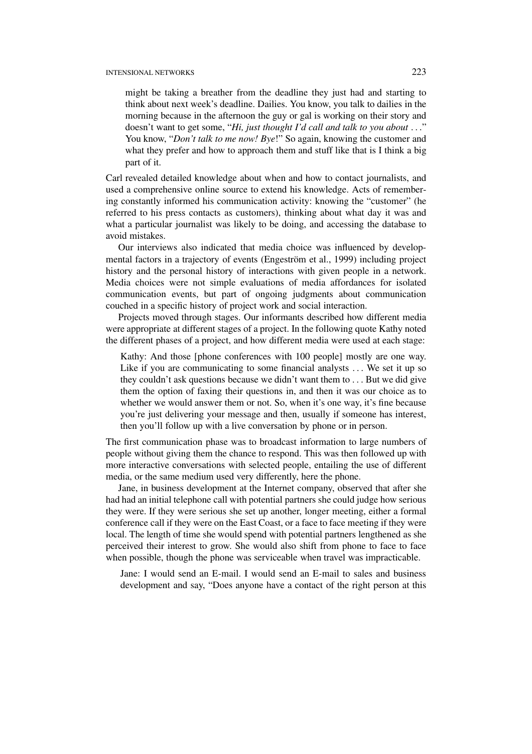> might be taking a breather from the deadline they just had and starting to think about next week's deadline. Dailies. You know, you talk to dailies in the morning because in the afternoon the guy or gal is working on their story and doesn't want to get some, "*Hi, just thought I'd call and talk to you about* . . ." You know, "*Don't talk to me now! Bye*!" So again, knowing the customer and what they prefer and how to approach them and stuff like that is I think a big part of it.

Carl revealed detailed knowledge about when and how to contact journalists, and used a comprehensive online source to extend his knowledge. Acts of remembering constantly informed his communication activity: knowing the "customer" (he referred to his press contacts as customers), thinking about what day it was and what a particular journalist was likely to be doing, and accessing the database to avoid mistakes.

Our interviews also indicated that media choice was influenced by developmental factors in a trajectory of events (Engeström et al., 1999) including project history and the personal history of interactions with given people in a network. Media choices were not simple evaluations of media affordances for isolated communication events, but part of ongoing judgments about communication couched in a specific history of project work and social interaction.

Projects moved through stages. Our informants described how different media were appropriate at different stages of a project. In the following quote Kathy noted the different phases of a project, and how different media were used at each stage:

> Kathy: And those [phone conferences with 100 people] mostly are one way. Like if you are communicating to some financial analysts . . . We set it up so they couldn't ask questions because we didn't want them to . . . But we did give them the option of faxing their questions in, and then it was our choice as to whether we would answer them or not. So, when it's one way, it's fine because you're just delivering your message and then, usually if someone has interest, then you'll follow up with a live conversation by phone or in person.

The first communication phase was to broadcast information to large numbers of people without giving them the chance to respond. This was then followed up with more interactive conversations with selected people, entailing the use of different media, or the same medium used very differently, here the phone.

Jane, in business development at the Internet company, observed that after she had had an initial telephone call with potential partners she could judge how serious they were. If they were serious she set up another, longer meeting, either a formal conference call if they were on the East Coast, or a face to face meeting if they were local. The length of time she would spend with potential partners lengthened as she perceived their interest to grow. She would also shift from phone to face to face when possible, though the phone was serviceable when travel was impracticable.

> Jane: I would send an E-mail. I would send an E-mail to sales and business development and say, "Does anyone have a contact of the right person at this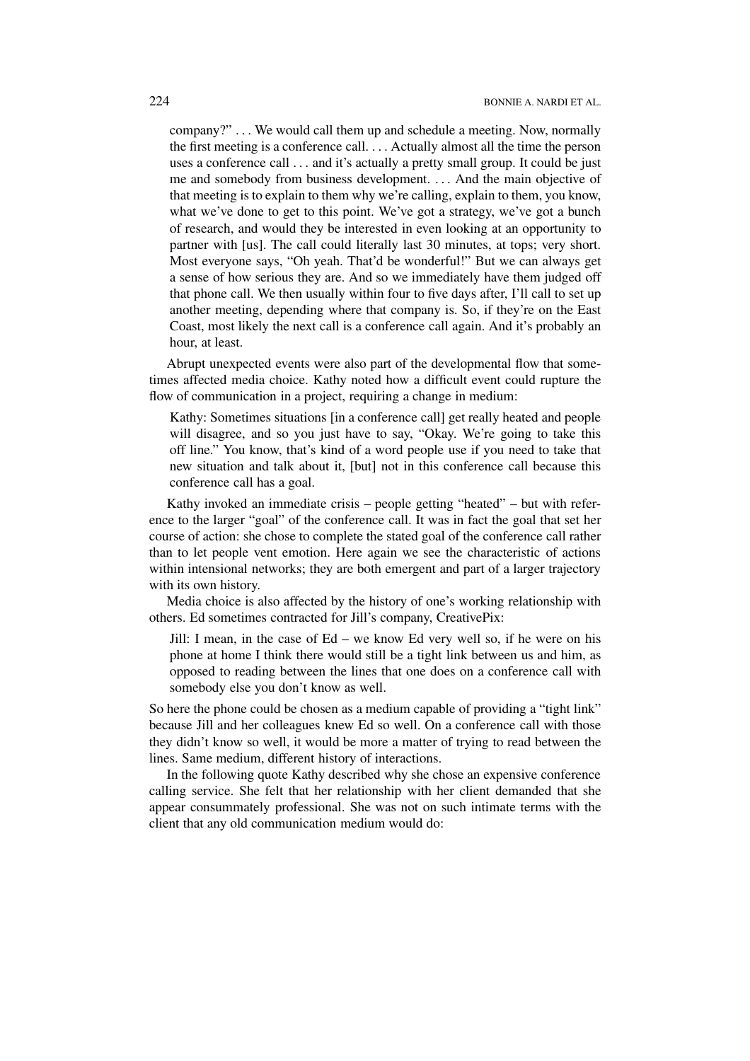> company?" . . . We would call them up and schedule a meeting. Now, normally the first meeting is a conference call. . . . Actually almost all the time the person uses a conference call . . . and it's actually a pretty small group. It could be just me and somebody from business development. . . . And the main objective of that meeting is to explain to them why we're calling, explain to them, you know, what we've done to get to this point. We've got a strategy, we've got a bunch of research, and would they be interested in even looking at an opportunity to partner with [us]. The call could literally last 30 minutes, at tops; very short. Most everyone says, "Oh yeah. That'd be wonderful!" But we can always get a sense of how serious they are. And so we immediately have them judged off that phone call. We then usually within four to five days after, I'll call to set up another meeting, depending where that company is. So, if they're on the East Coast, most likely the next call is a conference call again. And it's probably an hour, at least.

Abrupt unexpected events were also part of the developmental flow that sometimes affected media choice. Kathy noted how a difficult event could rupture the flow of communication in a project, requiring a change in medium:

> Kathy: Sometimes situations [in a conference call] get really heated and people will disagree, and so you just have to say, "Okay. We're going to take this off line." You know, that's kind of a word people use if you need to take that new situation and talk about it, [but] not in this conference call because this conference call has a goal.

Kathy invoked an immediate crisis – people getting "heated" – but with reference to the larger "goal" of the conference call. It was in fact the goal that set her course of action: she chose to complete the stated goal of the conference call rather than to let people vent emotion. Here again we see the characteristic of actions within intensional networks; they are both emergent and part of a larger trajectory with its own history.

Media choice is also affected by the history of one's working relationship with others. Ed sometimes contracted for Jill's company, CreativePix:

> Jill: I mean, in the case of Ed – we know Ed very well so, if he were on his phone at home I think there would still be a tight link between us and him, as opposed to reading between the lines that one does on a conference call with somebody else you don't know as well.

So here the phone could be chosen as a medium capable of providing a "tight link" because Jill and her colleagues knew Ed so well. On a conference call with those they didn't know so well, it would be more a matter of trying to read between the lines. Same medium, different history of interactions.

In the following quote Kathy described why she chose an expensive conference calling service. She felt that her relationship with her client demanded that she appear consummately professional. She was not on such intimate terms with the client that any old communication medium would do: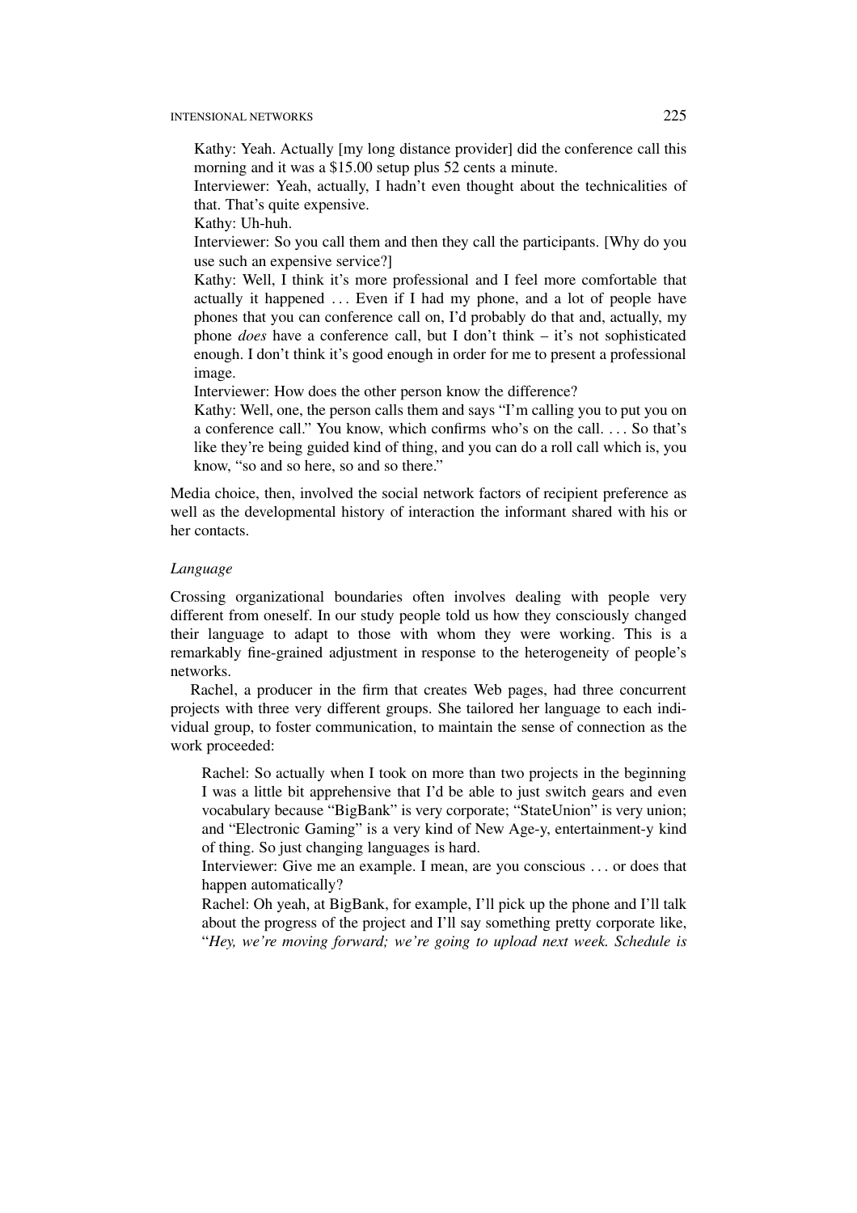Kathy: Yeah. Actually [my long distance provider] did the conference call this morning and it was a $15.00 setup plus 52 cents a minute.

Interviewer: Yeah, actually, I hadn't even thought about the technicalities of that. That's quite expensive.

Kathy: Uh-huh.

Interviewer: So you call them and then they call the participants. [Why do you use such an expensive service?]

Kathy: Well, I think it's more professional and I feel more comfortable that actually it happened . . . Even if I had my phone, and a lot of people have phones that you can conference call on, I'd probably do that and, actually, my phone *does* have a conference call, but I don't think – it's not sophisticated enough. I don't think it's good enough in order for me to present a professional image.

Interviewer: How does the other person know the difference?

Kathy: Well, one, the person calls them and says "I'm calling you to put you on a conference call." You know, which confirms who's on the call. . . . So that's like they're being guided kind of thing, and you can do a roll call which is, you know, "so and so here, so and so there."

Media choice, then, involved the social network factors of recipient preference as well as the developmental history of interaction the informant shared with his or her contacts.

*Language*

Crossing organizational boundaries often involves dealing with people very different from oneself. In our study people told us how they consciously changed their language to adapt to those with whom they were working. This is a remarkably fine-grained adjustment in response to the heterogeneity of people's networks.

Rachel, a producer in the firm that creates Web pages, had three concurrent projects with three very different groups. She tailored her language to each individual group, to foster communication, to maintain the sense of connection as the work proceeded:

Rachel: So actually when I took on more than two projects in the beginning I was a little bit apprehensive that I'd be able to just switch gears and even vocabulary because "BigBank" is very corporate; "StateUnion" is very union; and "Electronic Gaming" is a very kind of New Age-y, entertainment-y kind of thing. So just changing languages is hard.

Interviewer: Give me an example. I mean, are you conscious . . . or does that happen automatically?

Rachel: Oh yeah, at BigBank, for example, I'll pick up the phone and I'll talk about the progress of the project and I'll say something pretty corporate like, "*Hey, we're moving forward; we're going to upload next week. Schedule is*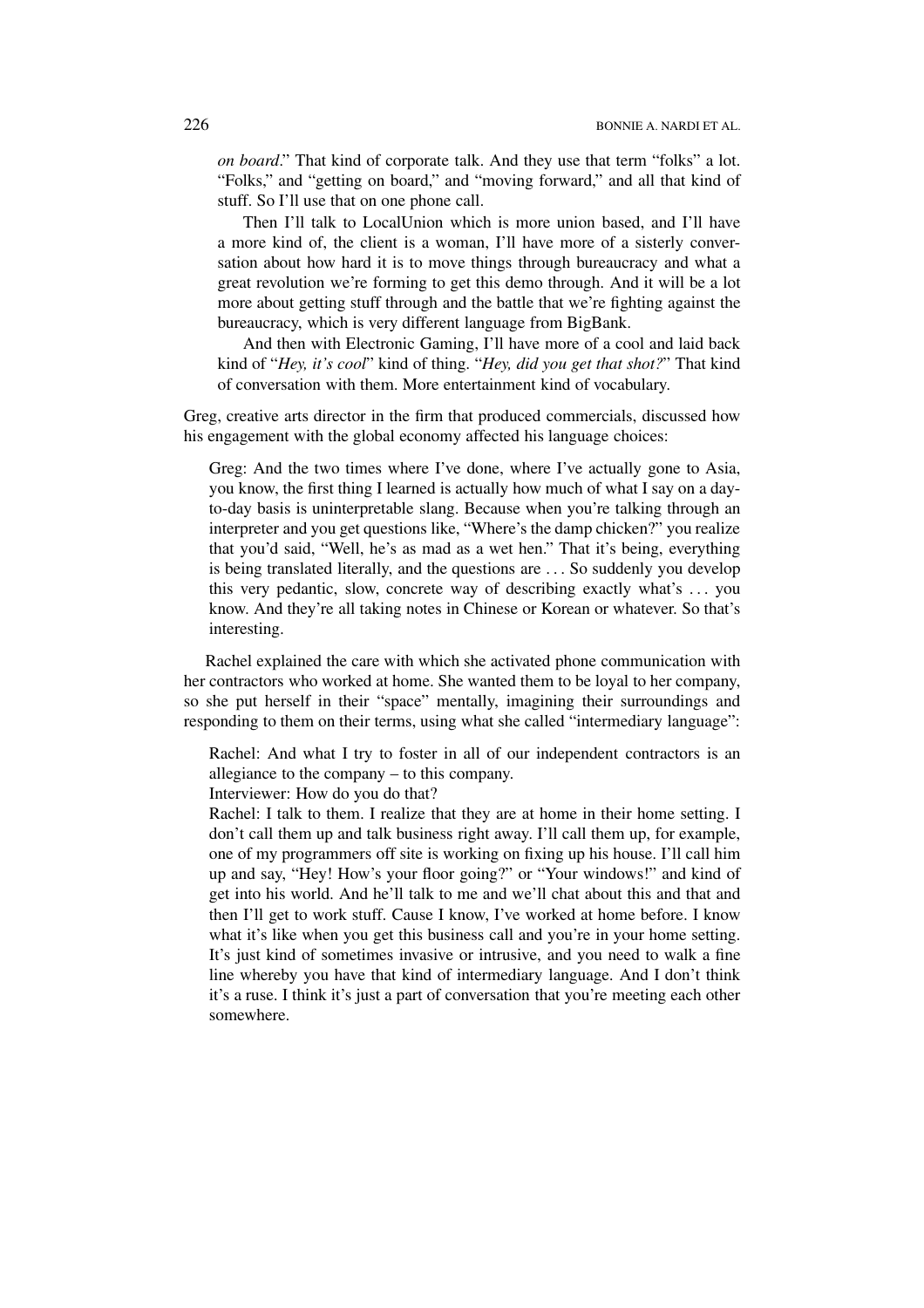*on board*." That kind of corporate talk. And they use that term "folks" a lot. "Folks," and "getting on board," and "moving forward," and all that kind of stuff. So I'll use that on one phone call.

> Then I'll talk to LocalUnion which is more union based, and I'll have a more kind of, the client is a woman, I'll have more of a sisterly conversation about how hard it is to move things through bureaucracy and what a great revolution we're forming to get this demo through. And it will be a lot more about getting stuff through and the battle that we're fighting against the bureaucracy, which is very different language from BigBank.
>
> And then with Electronic Gaming, I'll have more of a cool and laid back kind of "*Hey, it's cool*" kind of thing. "*Hey, did you get that shot?*" That kind of conversation with them. More entertainment kind of vocabulary.

Greg, creative arts director in the firm that produced commercials, discussed how his engagement with the global economy affected his language choices:

> Greg: And the two times where I've done, where I've actually gone to Asia, you know, the first thing I learned is actually how much of what I say on a day-to-day basis is uninterpretable slang. Because when you're talking through an interpreter and you get questions like, "Where's the damp chicken?" you realize that you'd said, "Well, he's as mad as a wet hen." That it's being, everything is being translated literally, and the questions are . . . So suddenly you develop this very pedantic, slow, concrete way of describing exactly what's . . . you know. And they're all taking notes in Chinese or Korean or whatever. So that's interesting.

Rachel explained the care with which she activated phone communication with her contractors who worked at home. She wanted them to be loyal to her company, so she put herself in their "space" mentally, imagining their surroundings and responding to them on their terms, using what she called "intermediary language":

> Rachel: And what I try to foster in all of our independent contractors is an allegiance to the company – to this company.
>
> Interviewer: How do you do that?
>
> Rachel: I talk to them. I realize that they are at home in their home setting. I don't call them up and talk business right away. I'll call them up, for example, one of my programmers off site is working on fixing up his house. I'll call him up and say, "Hey! How's your floor going?" or "Your windows!" and kind of get into his world. And he'll talk to me and we'll chat about this and that and then I'll get to work stuff. Cause I know, I've worked at home before. I know what it's like when you get this business call and you're in your home setting. It's just kind of sometimes invasive or intrusive, and you need to walk a fine line whereby you have that kind of intermediary language. And I don't think it's a ruse. I think it's just a part of conversation that you're meeting each other somewhere.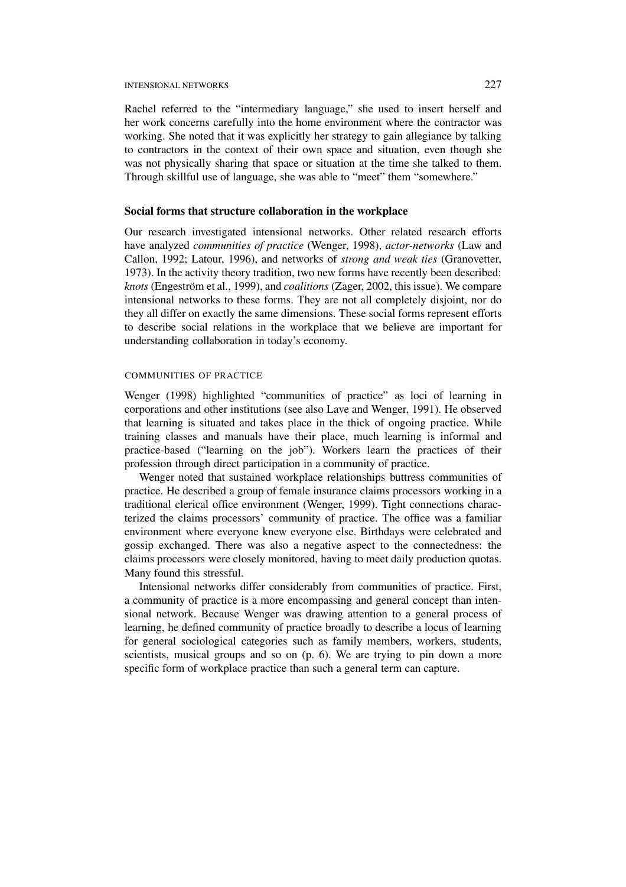Rachel referred to the "intermediary language," she used to insert herself and her work concerns carefully into the home environment where the contractor was working. She noted that it was explicitly her strategy to gain allegiance by talking to contractors in the context of their own space and situation, even though she was not physically sharing that space or situation at the time she talked to them. Through skillful use of language, she was able to "meet" them "somewhere."

## Social forms that structure collaboration in the workplace

Our research investigated intensional networks. Other related research efforts have analyzed *communities of practice* (Wenger, 1998), *actor-networks* (Law and Callon, 1992; Latour, 1996), and networks of *strong and weak ties* (Granovetter, 1973). In the activity theory tradition, two new forms have recently been described: *knots* (Engeström et al., 1999), and *coalitions* (Zager, 2002, this issue). We compare intensional networks to these forms. They are not all completely disjoint, nor do they all differ on exactly the same dimensions. These social forms represent efforts to describe social relations in the workplace that we believe are important for understanding collaboration in today's economy.

### COMMUNITIES OF PRACTICE

Wenger (1998) highlighted "communities of practice" as loci of learning in corporations and other institutions (see also Lave and Wenger, 1991). He observed that learning is situated and takes place in the thick of ongoing practice. While training classes and manuals have their place, much learning is informal and practice-based ("learning on the job"). Workers learn the practices of their profession through direct participation in a community of practice.

Wenger noted that sustained workplace relationships buttress communities of practice. He described a group of female insurance claims processors working in a traditional clerical office environment (Wenger, 1999). Tight connections characterized the claims processors' community of practice. The office was a familiar environment where everyone knew everyone else. Birthdays were celebrated and gossip exchanged. There was also a negative aspect to the connectedness: the claims processors were closely monitored, having to meet daily production quotas. Many found this stressful.

Intensional networks differ considerably from communities of practice. First, a community of practice is a more encompassing and general concept than intensional network. Because Wenger was drawing attention to a general process of learning, he defined community of practice broadly to describe a locus of learning for general sociological categories such as family members, workers, students, scientists, musical groups and so on (p. 6). We are trying to pin down a more specific form of workplace practice than such a general term can capture.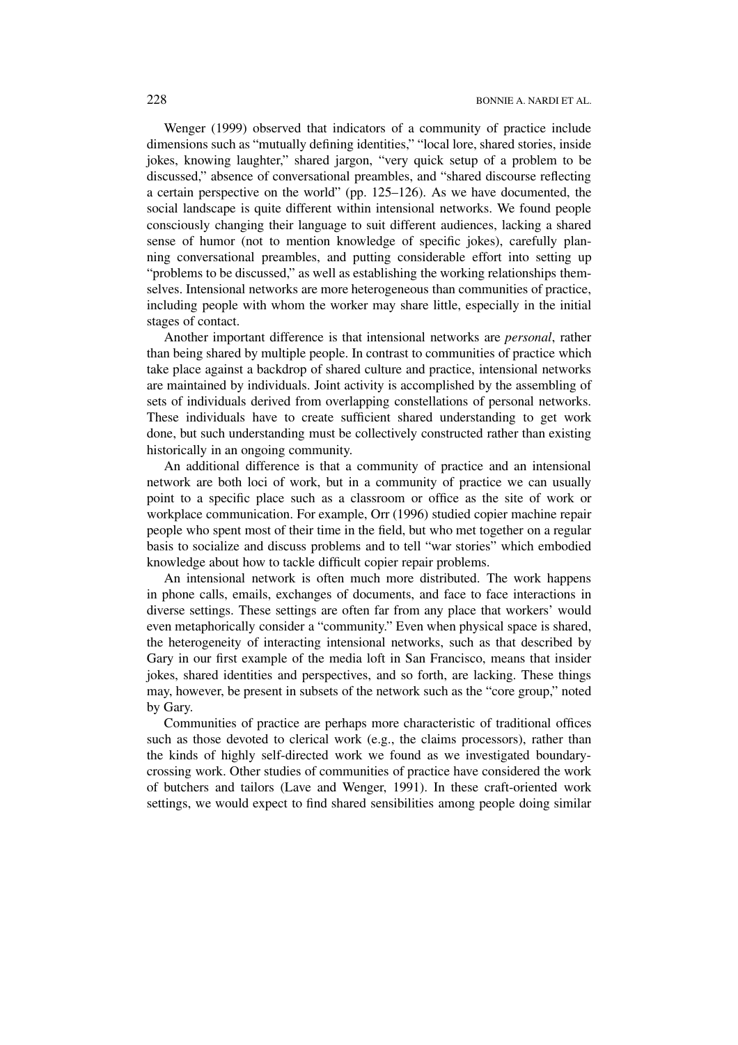Wenger (1999) observed that indicators of a community of practice include dimensions such as "mutually defining identities," "local lore, shared stories, inside jokes, knowing laughter," shared jargon, "very quick setup of a problem to be discussed," absence of conversational preambles, and "shared discourse reflecting a certain perspective on the world" (pp. 125–126). As we have documented, the social landscape is quite different within intensional networks. We found people consciously changing their language to suit different audiences, lacking a shared sense of humor (not to mention knowledge of specific jokes), carefully planning conversational preambles, and putting considerable effort into setting up "problems to be discussed," as well as establishing the working relationships themselves. Intensional networks are more heterogeneous than communities of practice, including people with whom the worker may share little, especially in the initial stages of contact.

Another important difference is that intensional networks are *personal*, rather than being shared by multiple people. In contrast to communities of practice which take place against a backdrop of shared culture and practice, intensional networks are maintained by individuals. Joint activity is accomplished by the assembling of sets of individuals derived from overlapping constellations of personal networks. These individuals have to create sufficient shared understanding to get work done, but such understanding must be collectively constructed rather than existing historically in an ongoing community.

An additional difference is that a community of practice and an intensional network are both loci of work, but in a community of practice we can usually point to a specific place such as a classroom or office as the site of work or workplace communication. For example, Orr (1996) studied copier machine repair people who spent most of their time in the field, but who met together on a regular basis to socialize and discuss problems and to tell "war stories" which embodied knowledge about how to tackle difficult copier repair problems.

An intensional network is often much more distributed. The work happens in phone calls, emails, exchanges of documents, and face to face interactions in diverse settings. These settings are often far from any place that workers' would even metaphorically consider a "community." Even when physical space is shared, the heterogeneity of interacting intensional networks, such as that described by Gary in our first example of the media loft in San Francisco, means that insider jokes, shared identities and perspectives, and so forth, are lacking. These things may, however, be present in subsets of the network such as the "core group," noted by Gary.

Communities of practice are perhaps more characteristic of traditional offices such as those devoted to clerical work (e.g., the claims processors), rather than the kinds of highly self-directed work we found as we investigated boundary-crossing work. Other studies of communities of practice have considered the work of butchers and tailors (Lave and Wenger, 1991). In these craft-oriented work settings, we would expect to find shared sensibilities among people doing similar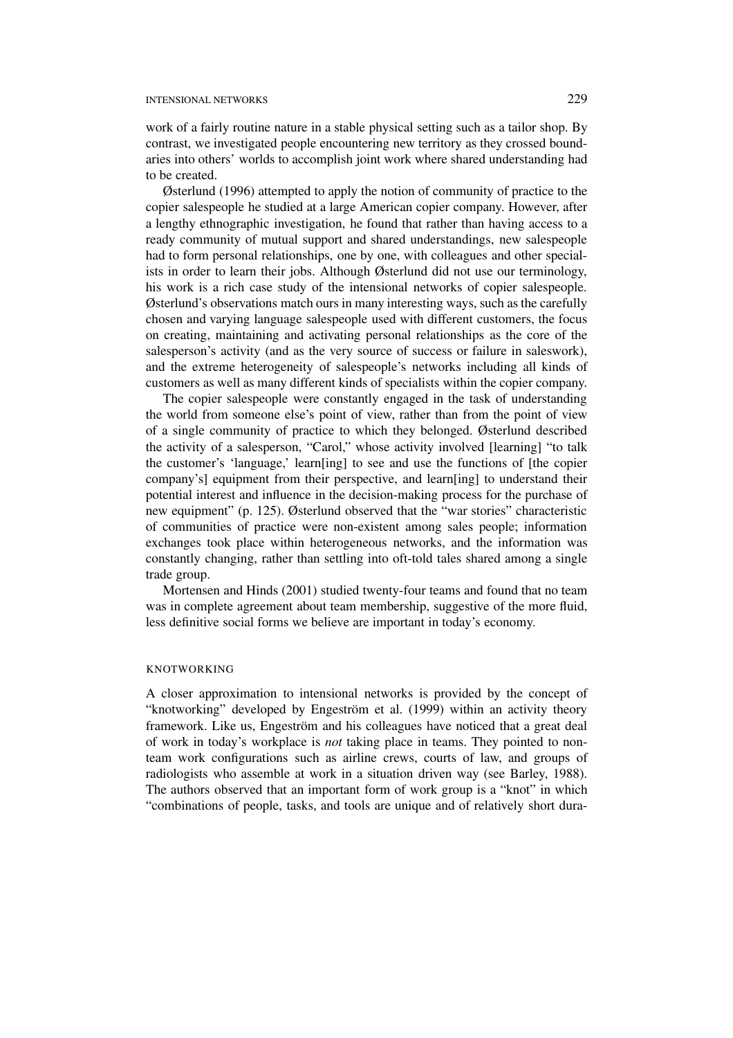work of a fairly routine nature in a stable physical setting such as a tailor shop. By contrast, we investigated people encountering new territory as they crossed boundaries into others' worlds to accomplish joint work where shared understanding had to be created.

Østerlund (1996) attempted to apply the notion of community of practice to the copier salespeople he studied at a large American copier company. However, after a lengthy ethnographic investigation, he found that rather than having access to a ready community of mutual support and shared understandings, new salespeople had to form personal relationships, one by one, with colleagues and other specialists in order to learn their jobs. Although Østerlund did not use our terminology, his work is a rich case study of the intensional networks of copier salespeople. Østerlund's observations match ours in many interesting ways, such as the carefully chosen and varying language salespeople used with different customers, the focus on creating, maintaining and activating personal relationships as the core of the salesperson's activity (and as the very source of success or failure in saleswork), and the extreme heterogeneity of salespeople's networks including all kinds of customers as well as many different kinds of specialists within the copier company.

The copier salespeople were constantly engaged in the task of understanding the world from someone else's point of view, rather than from the point of view of a single community of practice to which they belonged. Østerlund described the activity of a salesperson, "Carol," whose activity involved [learning] "to talk the customer's 'language,' learn[ing] to see and use the functions of [the copier company's] equipment from their perspective, and learn[ing] to understand their potential interest and influence in the decision-making process for the purchase of new equipment" (p. 125). Østerlund observed that the "war stories" characteristic of communities of practice were non-existent among sales people; information exchanges took place within heterogeneous networks, and the information was constantly changing, rather than settling into oft-told tales shared among a single trade group.

Mortensen and Hinds (2001) studied twenty-four teams and found that no team was in complete agreement about team membership, suggestive of the more fluid, less definitive social forms we believe are important in today's economy.

## KNOTWORKING

A closer approximation to intensional networks is provided by the concept of "knotworking" developed by Engeström et al. (1999) within an activity theory framework. Like us, Engeström and his colleagues have noticed that a great deal of work in today's workplace is *not* taking place in teams. They pointed to non-team work configurations such as airline crews, courts of law, and groups of radiologists who assemble at work in a situation driven way (see Barley, 1988). The authors observed that an important form of work group is a "knot" in which "combinations of people, tasks, and tools are unique and of relatively short dura-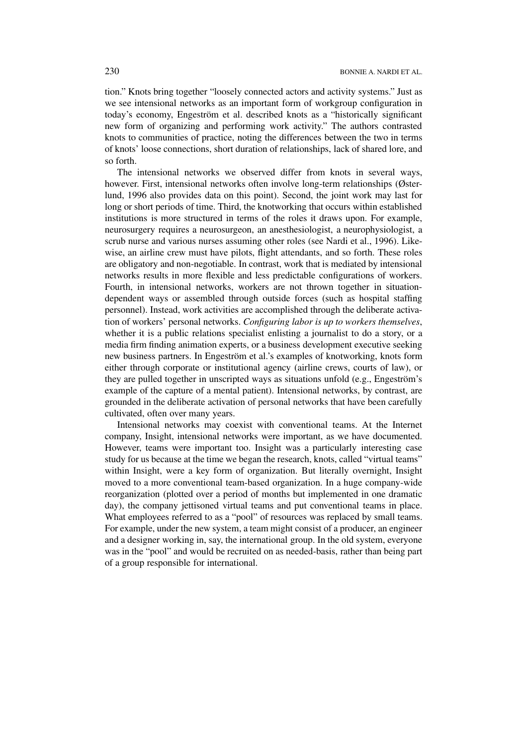tion." Knots bring together "loosely connected actors and activity systems." Just as we see intensional networks as an important form of workgroup configuration in today's economy, Engeström et al. described knots as a "historically significant new form of organizing and performing work activity." The authors contrasted knots to communities of practice, noting the differences between the two in terms of knots' loose connections, short duration of relationships, lack of shared lore, and so forth.

The intensional networks we observed differ from knots in several ways, however. First, intensional networks often involve long-term relationships (Østerlund, 1996 also provides data on this point). Second, the joint work may last for long or short periods of time. Third, the knotworking that occurs within established institutions is more structured in terms of the roles it draws upon. For example, neurosurgery requires a neurosurgeon, an anesthesiologist, a neurophysiologist, a scrub nurse and various nurses assuming other roles (see Nardi et al., 1996). Likewise, an airline crew must have pilots, flight attendants, and so forth. These roles are obligatory and non-negotiable. In contrast, work that is mediated by intensional networks results in more flexible and less predictable configurations of workers. Fourth, in intensional networks, workers are not thrown together in situation-dependent ways or assembled through outside forces (such as hospital staffing personnel). Instead, work activities are accomplished through the deliberate activation of workers' personal networks. *Configuring labor is up to workers themselves*, whether it is a public relations specialist enlisting a journalist to do a story, or a media firm finding animation experts, or a business development executive seeking new business partners. In Engeström et al.'s examples of knotworking, knots form either through corporate or institutional agency (airline crews, courts of law), or they are pulled together in unscripted ways as situations unfold (e.g., Engeström's example of the capture of a mental patient). Intensional networks, by contrast, are grounded in the deliberate activation of personal networks that have been carefully cultivated, often over many years.

Intensional networks may coexist with conventional teams. At the Internet company, Insight, intensional networks were important, as we have documented. However, teams were important too. Insight was a particularly interesting case study for us because at the time we began the research, knots, called "virtual teams" within Insight, were a key form of organization. But literally overnight, Insight moved to a more conventional team-based organization. In a huge company-wide reorganization (plotted over a period of months but implemented in one dramatic day), the company jettisoned virtual teams and put conventional teams in place. What employees referred to as a "pool" of resources was replaced by small teams. For example, under the new system, a team might consist of a producer, an engineer and a designer working in, say, the international group. In the old system, everyone was in the "pool" and would be recruited on as needed-basis, rather than being part of a group responsible for international.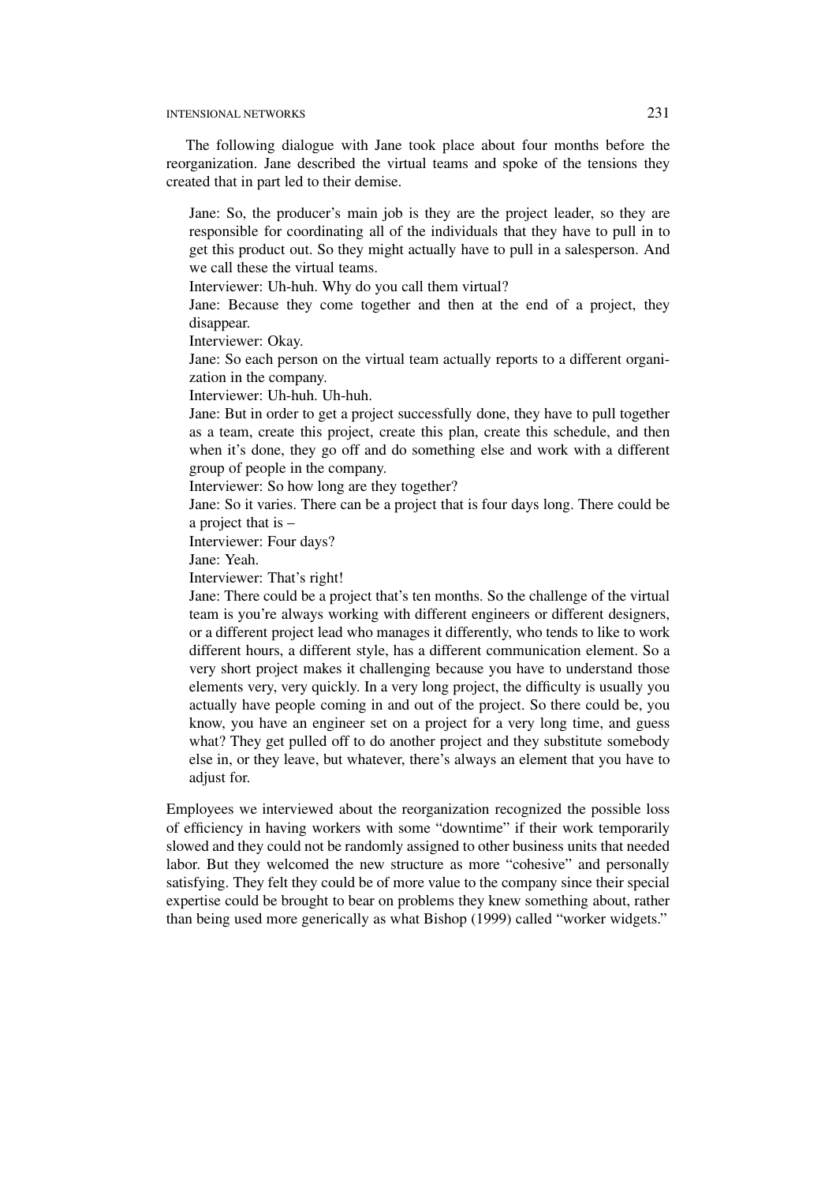The following dialogue with Jane took place about four months before the reorganization. Jane described the virtual teams and spoke of the tensions they created that in part led to their demise.

> Jane: So, the producer's main job is they are the project leader, so they are responsible for coordinating all of the individuals that they have to pull in to get this product out. So they might actually have to pull in a salesperson. And we call these the virtual teams.
>
> Interviewer: Uh-huh. Why do you call them virtual?
>
> Jane: Because they come together and then at the end of a project, they disappear.
>
> Interviewer: Okay.
>
> Jane: So each person on the virtual team actually reports to a different organization in the company.
>
> Interviewer: Uh-huh. Uh-huh.
>
> Jane: But in order to get a project successfully done, they have to pull together as a team, create this project, create this plan, create this schedule, and then when it's done, they go off and do something else and work with a different group of people in the company.
>
> Interviewer: So how long are they together?
>
> Jane: So it varies. There can be a project that is four days long. There could be a project that is –
>
> Interviewer: Four days?
>
> Jane: Yeah.
>
> Interviewer: That's right!
>
> Jane: There could be a project that's ten months. So the challenge of the virtual team is you're always working with different engineers or different designers, or a different project lead who manages it differently, who tends to like to work different hours, a different style, has a different communication element. So a very short project makes it challenging because you have to understand those elements very, very quickly. In a very long project, the difficulty is usually you actually have people coming in and out of the project. So there could be, you know, you have an engineer set on a project for a very long time, and guess what? They get pulled off to do another project and they substitute somebody else in, or they leave, but whatever, there's always an element that you have to adjust for.

Employees we interviewed about the reorganization recognized the possible loss of efficiency in having workers with some "downtime" if their work temporarily slowed and they could not be randomly assigned to other business units that needed labor. But they welcomed the new structure as more "cohesive" and personally satisfying. They felt they could be of more value to the company since their special expertise could be brought to bear on problems they knew something about, rather than being used more generically as what Bishop (1999) called "worker widgets."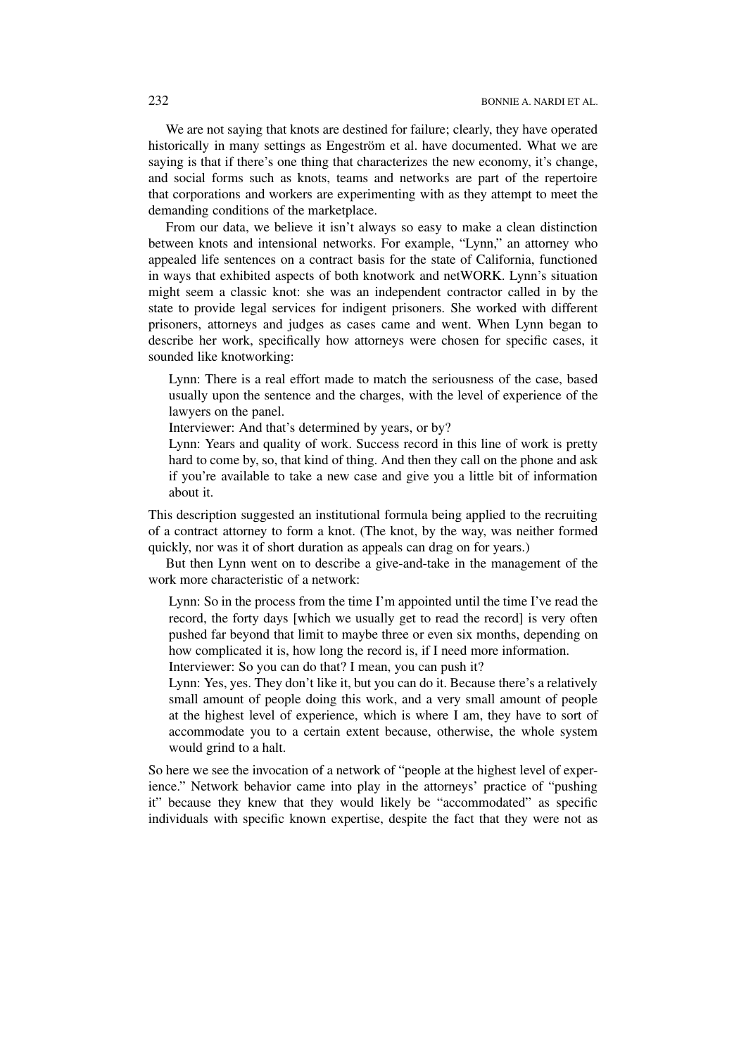We are not saying that knots are destined for failure; clearly, they have operated historically in many settings as Engeström et al. have documented. What we are saying is that if there's one thing that characterizes the new economy, it's change, and social forms such as knots, teams and networks are part of the repertoire that corporations and workers are experimenting with as they attempt to meet the demanding conditions of the marketplace.

From our data, we believe it isn't always so easy to make a clean distinction between knots and intensional networks. For example, "Lynn," an attorney who appealed life sentences on a contract basis for the state of California, functioned in ways that exhibited aspects of both knotwork and netWORK. Lynn's situation might seem a classic knot: she was an independent contractor called in by the state to provide legal services for indigent prisoners. She worked with different prisoners, attorneys and judges as cases came and went. When Lynn began to describe her work, specifically how attorneys were chosen for specific cases, it sounded like knotworking:

> Lynn: There is a real effort made to match the seriousness of the case, based usually upon the sentence and the charges, with the level of experience of the lawyers on the panel.
> Interviewer: And that's determined by years, or by?
> Lynn: Years and quality of work. Success record in this line of work is pretty hard to come by, so, that kind of thing. And then they call on the phone and ask if you're available to take a new case and give you a little bit of information about it.

This description suggested an institutional formula being applied to the recruiting of a contract attorney to form a knot. (The knot, by the way, was neither formed quickly, nor was it of short duration as appeals can drag on for years.)

But then Lynn went on to describe a give-and-take in the management of the work more characteristic of a network:

> Lynn: So in the process from the time I'm appointed until the time I've read the record, the forty days [which we usually get to read the record] is very often pushed far beyond that limit to maybe three or even six months, depending on how complicated it is, how long the record is, if I need more information.
> Interviewer: So you can do that? I mean, you can push it?
> Lynn: Yes, yes. They don't like it, but you can do it. Because there's a relatively small amount of people doing this work, and a very small amount of people at the highest level of experience, which is where I am, they have to sort of accommodate you to a certain extent because, otherwise, the whole system would grind to a halt.

So here we see the invocation of a network of "people at the highest level of experience." Network behavior came into play in the attorneys' practice of "pushing it" because they knew that they would likely be "accommodated" as specific individuals with specific known expertise, despite the fact that they were not as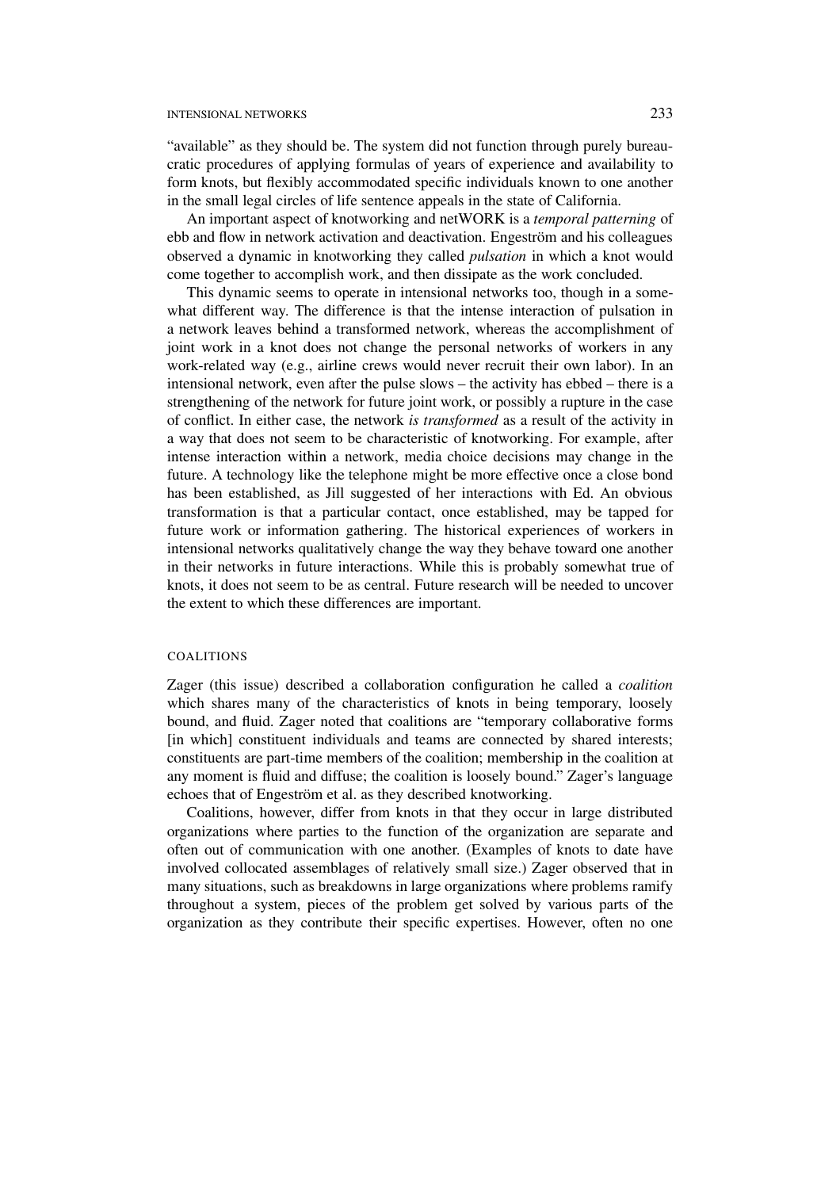"available" as they should be. The system did not function through purely bureaucratic procedures of applying formulas of years of experience and availability to form knots, but flexibly accommodated specific individuals known to one another in the small legal circles of life sentence appeals in the state of California.

An important aspect of knotworking and netWORK is a *temporal patterning* of ebb and flow in network activation and deactivation. Engeström and his colleagues observed a dynamic in knotworking they called *pulsation* in which a knot would come together to accomplish work, and then dissipate as the work concluded.

This dynamic seems to operate in intensional networks too, though in a somewhat different way. The difference is that the intense interaction of pulsation in a network leaves behind a transformed network, whereas the accomplishment of joint work in a knot does not change the personal networks of workers in any work-related way (e.g., airline crews would never recruit their own labor). In an intensional network, even after the pulse slows – the activity has ebbed – there is a strengthening of the network for future joint work, or possibly a rupture in the case of conflict. In either case, the network *is transformed* as a result of the activity in a way that does not seem to be characteristic of knotworking. For example, after intense interaction within a network, media choice decisions may change in the future. A technology like the telephone might be more effective once a close bond has been established, as Jill suggested of her interactions with Ed. An obvious transformation is that a particular contact, once established, may be tapped for future work or information gathering. The historical experiences of workers in intensional networks qualitatively change the way they behave toward one another in their networks in future interactions. While this is probably somewhat true of knots, it does not seem to be as central. Future research will be needed to uncover the extent to which these differences are important.

## COALITIONS

Zager (this issue) described a collaboration configuration he called a *coalition* which shares many of the characteristics of knots in being temporary, loosely bound, and fluid. Zager noted that coalitions are "temporary collaborative forms [in which] constituent individuals and teams are connected by shared interests; constituents are part-time members of the coalition; membership in the coalition at any moment is fluid and diffuse; the coalition is loosely bound." Zager's language echoes that of Engeström et al. as they described knotworking.

Coalitions, however, differ from knots in that they occur in large distributed organizations where parties to the function of the organization are separate and often out of communication with one another. (Examples of knots to date have involved collocated assemblages of relatively small size.) Zager observed that in many situations, such as breakdowns in large organizations where problems ramify throughout a system, pieces of the problem get solved by various parts of the organization as they contribute their specific expertises. However, often no one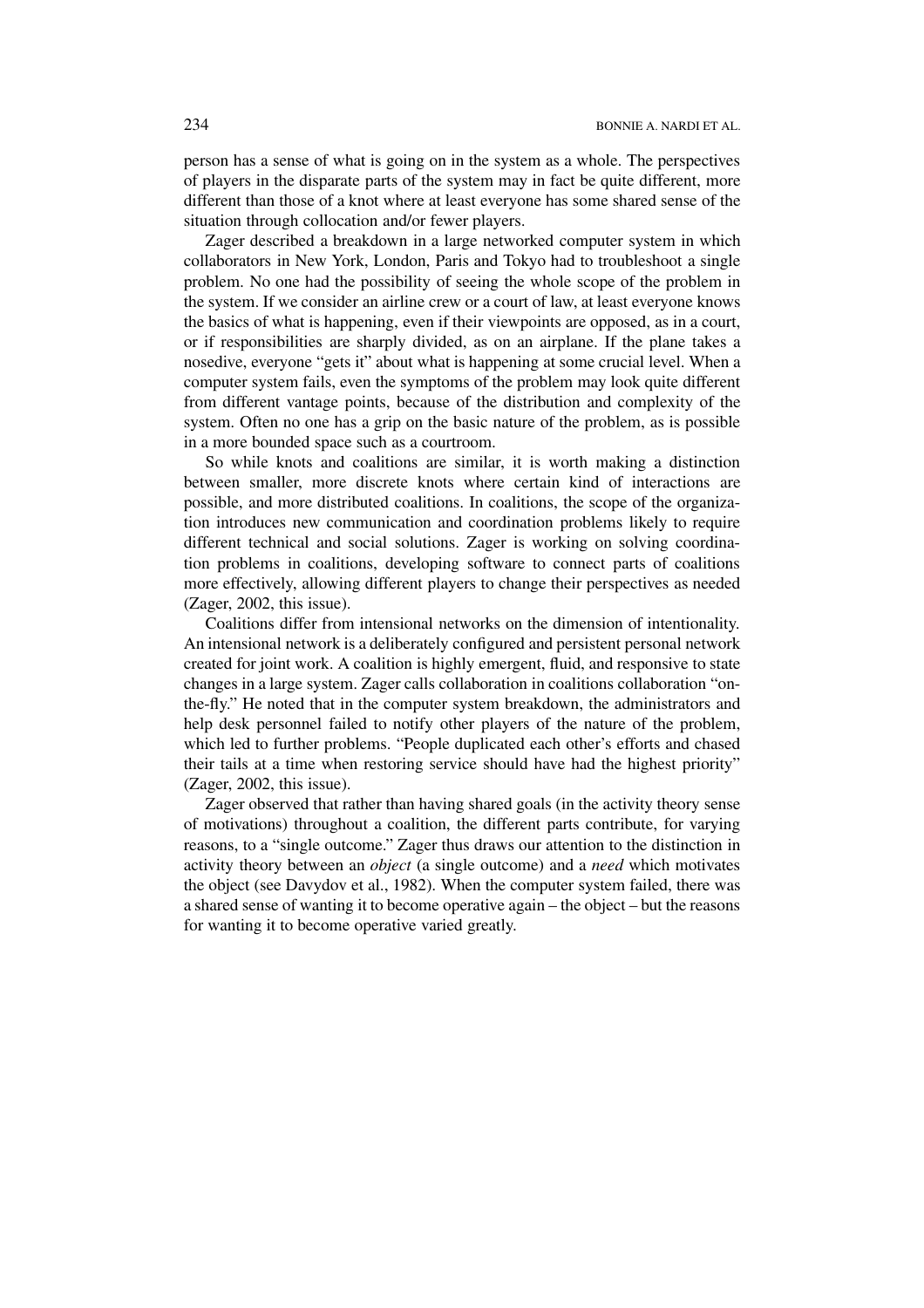person has a sense of what is going on in the system as a whole. The perspectives of players in the disparate parts of the system may in fact be quite different, more different than those of a knot where at least everyone has some shared sense of the situation through collocation and/or fewer players.

Zager described a breakdown in a large networked computer system in which collaborators in New York, London, Paris and Tokyo had to troubleshoot a single problem. No one had the possibility of seeing the whole scope of the problem in the system. If we consider an airline crew or a court of law, at least everyone knows the basics of what is happening, even if their viewpoints are opposed, as in a court, or if responsibilities are sharply divided, as on an airplane. If the plane takes a nosedive, everyone "gets it" about what is happening at some crucial level. When a computer system fails, even the symptoms of the problem may look quite different from different vantage points, because of the distribution and complexity of the system. Often no one has a grip on the basic nature of the problem, as is possible in a more bounded space such as a courtroom.

So while knots and coalitions are similar, it is worth making a distinction between smaller, more discrete knots where certain kind of interactions are possible, and more distributed coalitions. In coalitions, the scope of the organization introduces new communication and coordination problems likely to require different technical and social solutions. Zager is working on solving coordination problems in coalitions, developing software to connect parts of coalitions more effectively, allowing different players to change their perspectives as needed (Zager, 2002, this issue).

Coalitions differ from intensional networks on the dimension of intentionality. An intensional network is a deliberately configured and persistent personal network created for joint work. A coalition is highly emergent, fluid, and responsive to state changes in a large system. Zager calls collaboration in coalitions collaboration "on-the-fly." He noted that in the computer system breakdown, the administrators and help desk personnel failed to notify other players of the nature of the problem, which led to further problems. "People duplicated each other's efforts and chased their tails at a time when restoring service should have had the highest priority" (Zager, 2002, this issue).

Zager observed that rather than having shared goals (in the activity theory sense of motivations) throughout a coalition, the different parts contribute, for varying reasons, to a "single outcome." Zager thus draws our attention to the distinction in activity theory between an *object* (a single outcome) and a *need* which motivates the object (see Davydov et al., 1982). When the computer system failed, there was a shared sense of wanting it to become operative again – the object – but the reasons for wanting it to become operative varied greatly.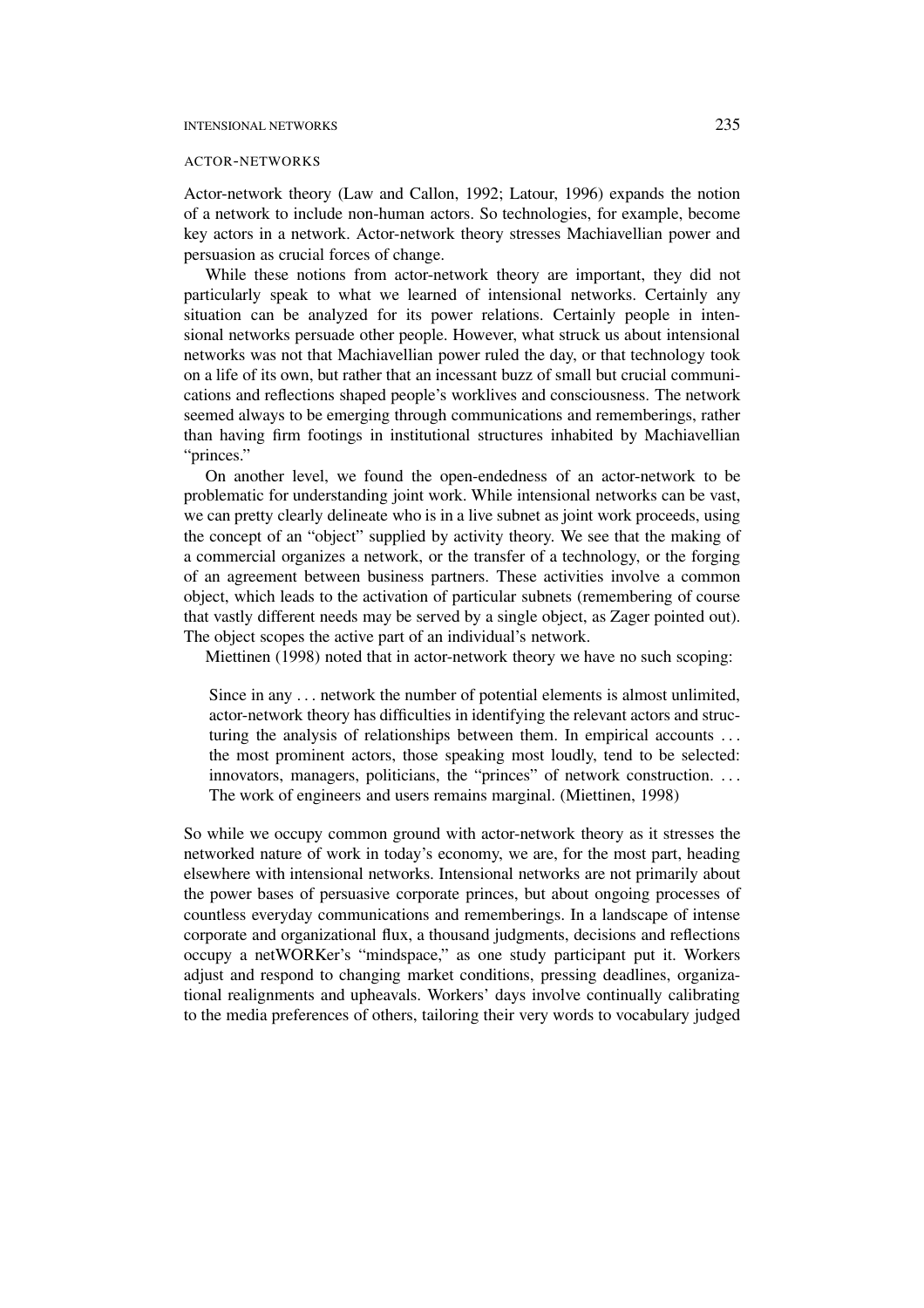## ACTOR-NETWORKS

Actor-network theory (Law and Callon, 1992; Latour, 1996) expands the notion of a network to include non-human actors. So technologies, for example, become key actors in a network. Actor-network theory stresses Machiavellian power and persuasion as crucial forces of change.

While these notions from actor-network theory are important, they did not particularly speak to what we learned of intensional networks. Certainly any situation can be analyzed for its power relations. Certainly people in intensional networks persuade other people. However, what struck us about intensional networks was not that Machiavellian power ruled the day, or that technology took on a life of its own, but rather that an incessant buzz of small but crucial communications and reflections shaped people's worklives and consciousness. The network seemed always to be emerging through communications and rememberings, rather than having firm footings in institutional structures inhabited by Machiavellian "princes."

On another level, we found the open-endedness of an actor-network to be problematic for understanding joint work. While intensional networks can be vast, we can pretty clearly delineate who is in a live subnet as joint work proceeds, using the concept of an "object" supplied by activity theory. We see that the making of a commercial organizes a network, or the transfer of a technology, or the forging of an agreement between business partners. These activities involve a common object, which leads to the activation of particular subnets (remembering of course that vastly different needs may be served by a single object, as Zager pointed out). The object scopes the active part of an individual's network.

Miettinen (1998) noted that in actor-network theory we have no such scoping:

> Since in any ... network the number of potential elements is almost unlimited, actor-network theory has difficulties in identifying the relevant actors and structuring the analysis of relationships between them. In empirical accounts ... the most prominent actors, those speaking most loudly, tend to be selected: innovators, managers, politicians, the "princes" of network construction. ... The work of engineers and users remains marginal. (Miettinen, 1998)

So while we occupy common ground with actor-network theory as it stresses the networked nature of work in today's economy, we are, for the most part, heading elsewhere with intensional networks. Intensional networks are not primarily about the power bases of persuasive corporate princes, but about ongoing processes of countless everyday communications and rememberings. In a landscape of intense corporate and organizational flux, a thousand judgments, decisions and reflections occupy a netWORKer's "mindspace," as one study participant put it. Workers adjust and respond to changing market conditions, pressing deadlines, organizational realignments and upheavals. Workers' days involve continually calibrating to the media preferences of others, tailoring their very words to vocabulary judged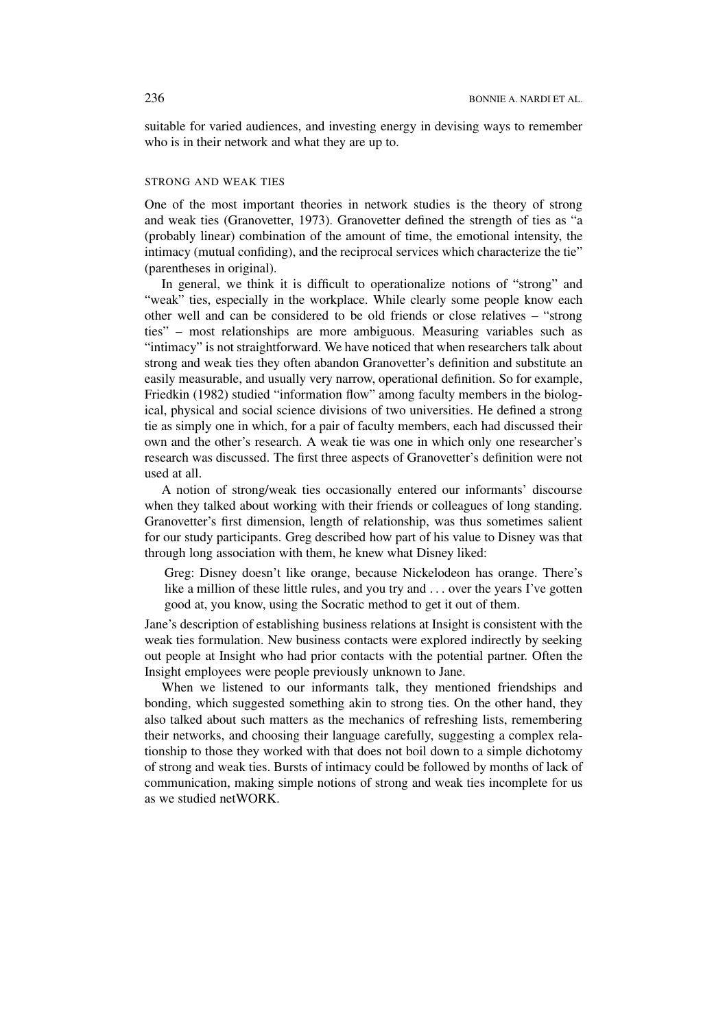suitable for varied audiences, and investing energy in devising ways to remember who is in their network and what they are up to.

## STRONG AND WEAK TIES

One of the most important theories in network studies is the theory of strong and weak ties (Granovetter, 1973). Granovetter defined the strength of ties as "a (probably linear) combination of the amount of time, the emotional intensity, the intimacy (mutual confiding), and the reciprocal services which characterize the tie" (parentheses in original).

In general, we think it is difficult to operationalize notions of "strong" and "weak" ties, especially in the workplace. While clearly some people know each other well and can be considered to be old friends or close relatives – "strong ties" – most relationships are more ambiguous. Measuring variables such as "intimacy" is not straightforward. We have noticed that when researchers talk about strong and weak ties they often abandon Granovetter's definition and substitute an easily measurable, and usually very narrow, operational definition. So for example, Friedkin (1982) studied "information flow" among faculty members in the biological, physical and social science divisions of two universities. He defined a strong tie as simply one in which, for a pair of faculty members, each had discussed their own and the other's research. A weak tie was one in which only one researcher's research was discussed. The first three aspects of Granovetter's definition were not used at all.

A notion of strong/weak ties occasionally entered our informants' discourse when they talked about working with their friends or colleagues of long standing. Granovetter's first dimension, length of relationship, was thus sometimes salient for our study participants. Greg described how part of his value to Disney was that through long association with them, he knew what Disney liked:

> Greg: Disney doesn't like orange, because Nickelodeon has orange. There's like a million of these little rules, and you try and . . . over the years I've gotten good at, you know, using the Socratic method to get it out of them.

Jane's description of establishing business relations at Insight is consistent with the weak ties formulation. New business contacts were explored indirectly by seeking out people at Insight who had prior contacts with the potential partner. Often the Insight employees were people previously unknown to Jane.

When we listened to our informants talk, they mentioned friendships and bonding, which suggested something akin to strong ties. On the other hand, they also talked about such matters as the mechanics of refreshing lists, remembering their networks, and choosing their language carefully, suggesting a complex relationship to those they worked with that does not boil down to a simple dichotomy of strong and weak ties. Bursts of intimacy could be followed by months of lack of communication, making simple notions of strong and weak ties incomplete for us as we studied netWORK.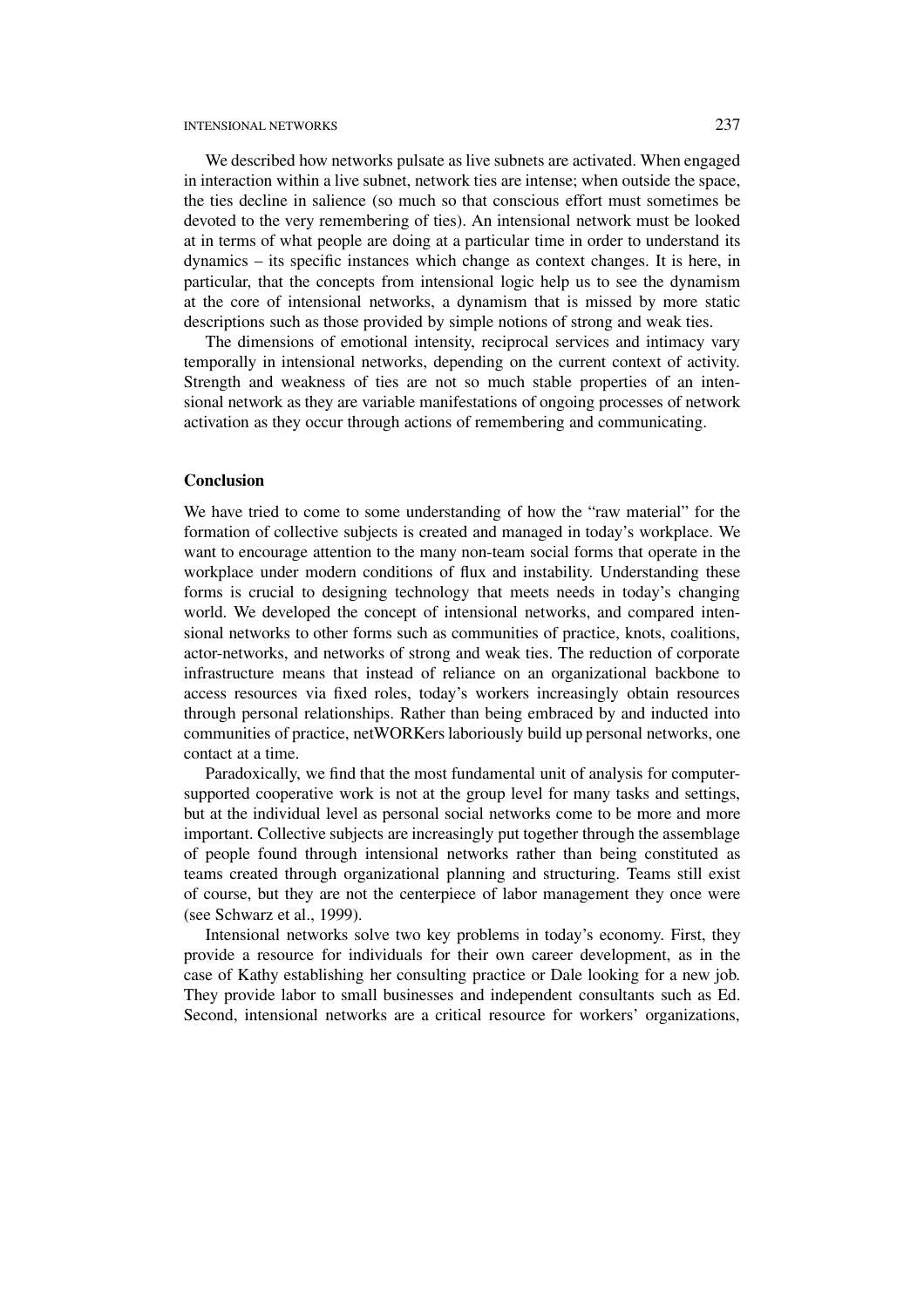We described how networks pulsate as live subnets are activated. When engaged in interaction within a live subnet, network ties are intense; when outside the space, the ties decline in salience (so much so that conscious effort must sometimes be devoted to the very remembering of ties). An intensional network must be looked at in terms of what people are doing at a particular time in order to understand its dynamics – its specific instances which change as context changes. It is here, in particular, that the concepts from intensional logic help us to see the dynamism at the core of intensional networks, a dynamism that is missed by more static descriptions such as those provided by simple notions of strong and weak ties.

The dimensions of emotional intensity, reciprocal services and intimacy vary temporally in intensional networks, depending on the current context of activity. Strength and weakness of ties are not so much stable properties of an intensional network as they are variable manifestations of ongoing processes of network activation as they occur through actions of remembering and communicating.

## Conclusion

We have tried to come to some understanding of how the "raw material" for the formation of collective subjects is created and managed in today's workplace. We want to encourage attention to the many non-team social forms that operate in the workplace under modern conditions of flux and instability. Understanding these forms is crucial to designing technology that meets needs in today's changing world. We developed the concept of intensional networks, and compared intensional networks to other forms such as communities of practice, knots, coalitions, actor-networks, and networks of strong and weak ties. The reduction of corporate infrastructure means that instead of reliance on an organizational backbone to access resources via fixed roles, today's workers increasingly obtain resources through personal relationships. Rather than being embraced by and inducted into communities of practice, netWORKers laboriously build up personal networks, one contact at a time.

Paradoxically, we find that the most fundamental unit of analysis for computer-supported cooperative work is not at the group level for many tasks and settings, but at the individual level as personal social networks come to be more and more important. Collective subjects are increasingly put together through the assemblage of people found through intensional networks rather than being constituted as teams created through organizational planning and structuring. Teams still exist of course, but they are not the centerpiece of labor management they once were (see Schwarz et al., 1999).

Intensional networks solve two key problems in today's economy. First, they provide a resource for individuals for their own career development, as in the case of Kathy establishing her consulting practice or Dale looking for a new job. They provide labor to small businesses and independent consultants such as Ed. Second, intensional networks are a critical resource for workers' organizations,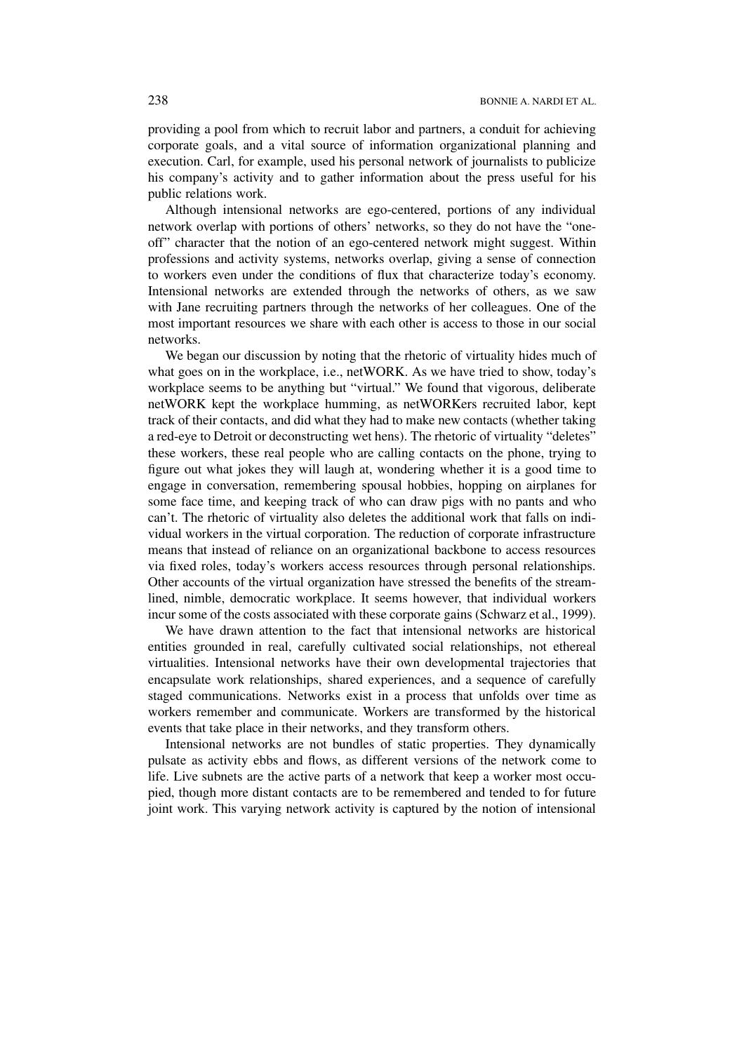providing a pool from which to recruit labor and partners, a conduit for achieving corporate goals, and a vital source of information organizational planning and execution. Carl, for example, used his personal network of journalists to publicize his company's activity and to gather information about the press useful for his public relations work.

Although intensional networks are ego-centered, portions of any individual network overlap with portions of others' networks, so they do not have the "one-off" character that the notion of an ego-centered network might suggest. Within professions and activity systems, networks overlap, giving a sense of connection to workers even under the conditions of flux that characterize today's economy. Intensional networks are extended through the networks of others, as we saw with Jane recruiting partners through the networks of her colleagues. One of the most important resources we share with each other is access to those in our social networks.

We began our discussion by noting that the rhetoric of virtuality hides much of what goes on in the workplace, i.e., netWORK. As we have tried to show, today's workplace seems to be anything but "virtual." We found that vigorous, deliberate netWORK kept the workplace humming, as netWORKers recruited labor, kept track of their contacts, and did what they had to make new contacts (whether taking a red-eye to Detroit or deconstructing wet hens). The rhetoric of virtuality "deletes" these workers, these real people who are calling contacts on the phone, trying to figure out what jokes they will laugh at, wondering whether it is a good time to engage in conversation, remembering spousal hobbies, hopping on airplanes for some face time, and keeping track of who can draw pigs with no pants and who can't. The rhetoric of virtuality also deletes the additional work that falls on individual workers in the virtual corporation. The reduction of corporate infrastructure means that instead of reliance on an organizational backbone to access resources via fixed roles, today's workers access resources through personal relationships. Other accounts of the virtual organization have stressed the benefits of the streamlined, nimble, democratic workplace. It seems however, that individual workers incur some of the costs associated with these corporate gains (Schwarz et al., 1999).

We have drawn attention to the fact that intensional networks are historical entities grounded in real, carefully cultivated social relationships, not ethereal virtualities. Intensional networks have their own developmental trajectories that encapsulate work relationships, shared experiences, and a sequence of carefully staged communications. Networks exist in a process that unfolds over time as workers remember and communicate. Workers are transformed by the historical events that take place in their networks, and they transform others.

Intensional networks are not bundles of static properties. They dynamically pulsate as activity ebbs and flows, as different versions of the network come to life. Live subnets are the active parts of a network that keep a worker most occupied, though more distant contacts are to be remembered and tended to for future joint work. This varying network activity is captured by the notion of intensional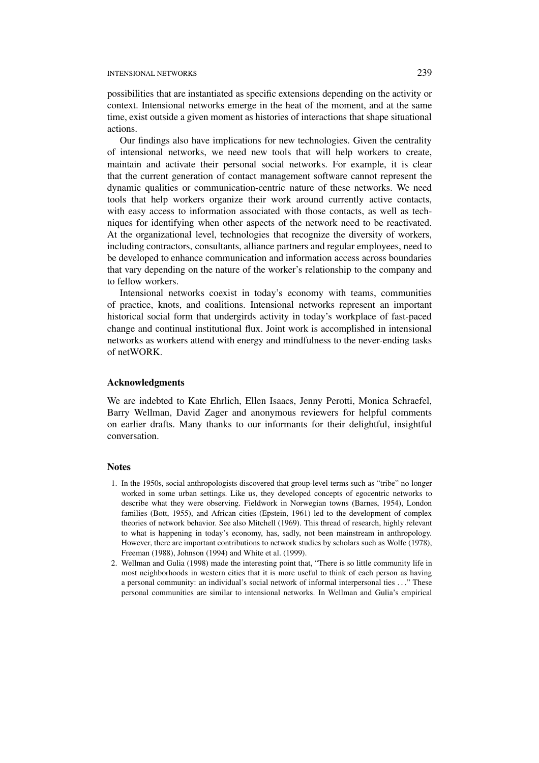possibilities that are instantiated as specific extensions depending on the activity or context. Intensional networks emerge in the heat of the moment, and at the same time, exist outside a given moment as histories of interactions that shape situational actions.

Our findings also have implications for new technologies. Given the centrality of intensional networks, we need new tools that will help workers to create, maintain and activate their personal social networks. For example, it is clear that the current generation of contact management software cannot represent the dynamic qualities or communication-centric nature of these networks. We need tools that help workers organize their work around currently active contacts, with easy access to information associated with those contacts, as well as techniques for identifying when other aspects of the network need to be reactivated. At the organizational level, technologies that recognize the diversity of workers, including contractors, consultants, alliance partners and regular employees, need to be developed to enhance communication and information access across boundaries that vary depending on the nature of the worker's relationship to the company and to fellow workers.

Intensional networks coexist in today's economy with teams, communities of practice, knots, and coalitions. Intensional networks represent an important historical social form that undergirds activity in today's workplace of fast-paced change and continual institutional flux. Joint work is accomplished in intensional networks as workers attend with energy and mindfulness to the never-ending tasks of netWORK.

### Acknowledgments

We are indebted to Kate Ehrlich, Ellen Isaacs, Jenny Perotti, Monica Schraefel, Barry Wellman, David Zager and anonymous reviewers for helpful comments on earlier drafts. Many thanks to our informants for their delightful, insightful conversation.

### Notes

1. In the 1950s, social anthropologists discovered that group-level terms such as "tribe" no longer worked in some urban settings. Like us, they developed concepts of egocentric networks to describe what they were observing. Fieldwork in Norwegian towns (Barnes, 1954), London families (Bott, 1955), and African cities (Epstein, 1961) led to the development of complex theories of network behavior. See also Mitchell (1969). This thread of research, highly relevant to what is happening in today's economy, has, sadly, not been mainstream in anthropology. However, there are important contributions to network studies by scholars such as Wolfe (1978), Freeman (1988), Johnson (1994) and White et al. (1999).
2. Wellman and Gulia (1998) made the interesting point that, "There is so little community life in most neighborhoods in western cities that it is more useful to think of each person as having a personal community: an individual's social network of informal interpersonal ties . . ." These personal communities are similar to intensional networks. In Wellman and Gulia's empirical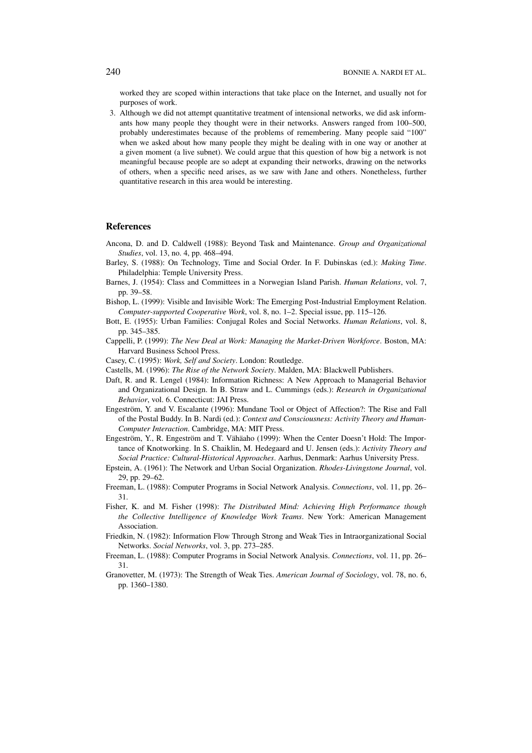worked they are scoped within interactions that take place on the Internet, and usually not for purposes of work.

3. Although we did not attempt quantitative treatment of intensional networks, we did ask informants how many people they thought were in their networks. Answers ranged from 100–500, probably underestimates because of the problems of remembering. Many people said "100" when we asked about how many people they might be dealing with in one way or another at a given moment (a live subnet). We could argue that this question of how big a network is not meaningful because people are so adept at expanding their networks, drawing on the networks of others, when a specific need arises, as we saw with Jane and others. Nonetheless, further quantitative research in this area would be interesting.

## References

Ancona, D. and D. Caldwell (1988): Beyond Task and Maintenance. *Group and Organizational Studies*, vol. 13, no. 4, pp. 468–494.

Barley, S. (1988): On Technology, Time and Social Order. In F. Dubinskas (ed.): *Making Time*. Philadelphia: Temple University Press.

Barnes, J. (1954): Class and Committees in a Norwegian Island Parish. *Human Relations*, vol. 7, pp. 39–58.

Bishop, L. (1999): Visible and Invisible Work: The Emerging Post-Industrial Employment Relation. *Computer-supported Cooperative Work*, vol. 8, no. 1–2. Special issue, pp. 115–126.

Bott, E. (1955): Urban Families: Conjugal Roles and Social Networks. *Human Relations*, vol. 8, pp. 345–385.

Cappelli, P. (1999): *The New Deal at Work: Managing the Market-Driven Workforce*. Boston, MA: Harvard Business School Press.

Casey, C. (1995): *Work, Self and Society*. London: Routledge.

Castells, M. (1996): *The Rise of the Network Society*. Malden, MA: Blackwell Publishers.

Daft, R. and R. Lengel (1984): Information Richness: A New Approach to Managerial Behavior and Organizational Design. In B. Straw and L. Cummings (eds.): *Research in Organizational Behavior*, vol. 6. Connecticut: JAI Press.

Engeström, Y. and V. Escalante (1996): Mundane Tool or Object of Affection?: The Rise and Fall of the Postal Buddy. In B. Nardi (ed.): *Context and Consciousness: Activity Theory and Human-Computer Interaction*. Cambridge, MA: MIT Press.

Engeström, Y., R. Engeström and T. Vähäaho (1999): When the Center Doesn't Hold: The Importance of Knotworking. In S. Chaiklin, M. Hedegaard and U. Jensen (eds.): *Activity Theory and Social Practice: Cultural-Historical Approaches*. Aarhus, Denmark: Aarhus University Press.

Epstein, A. (1961): The Network and Urban Social Organization. *Rhodes-Livingstone Journal*, vol. 29, pp. 29–62.

Freeman, L. (1988): Computer Programs in Social Network Analysis. *Connections*, vol. 11, pp. 26–31.

Fisher, K. and M. Fisher (1998): *The Distributed Mind: Achieving High Performance though the Collective Intelligence of Knowledge Work Teams*. New York: American Management Association.

Friedkin, N. (1982): Information Flow Through Strong and Weak Ties in Intraorganizational Social Networks. *Social Networks*, vol. 3, pp. 273–285.

Freeman, L. (1988): Computer Programs in Social Network Analysis. *Connections*, vol. 11, pp. 26–31.

Granovetter, M. (1973): The Strength of Weak Ties. *American Journal of Sociology*, vol. 78, no. 6, pp. 1360–1380.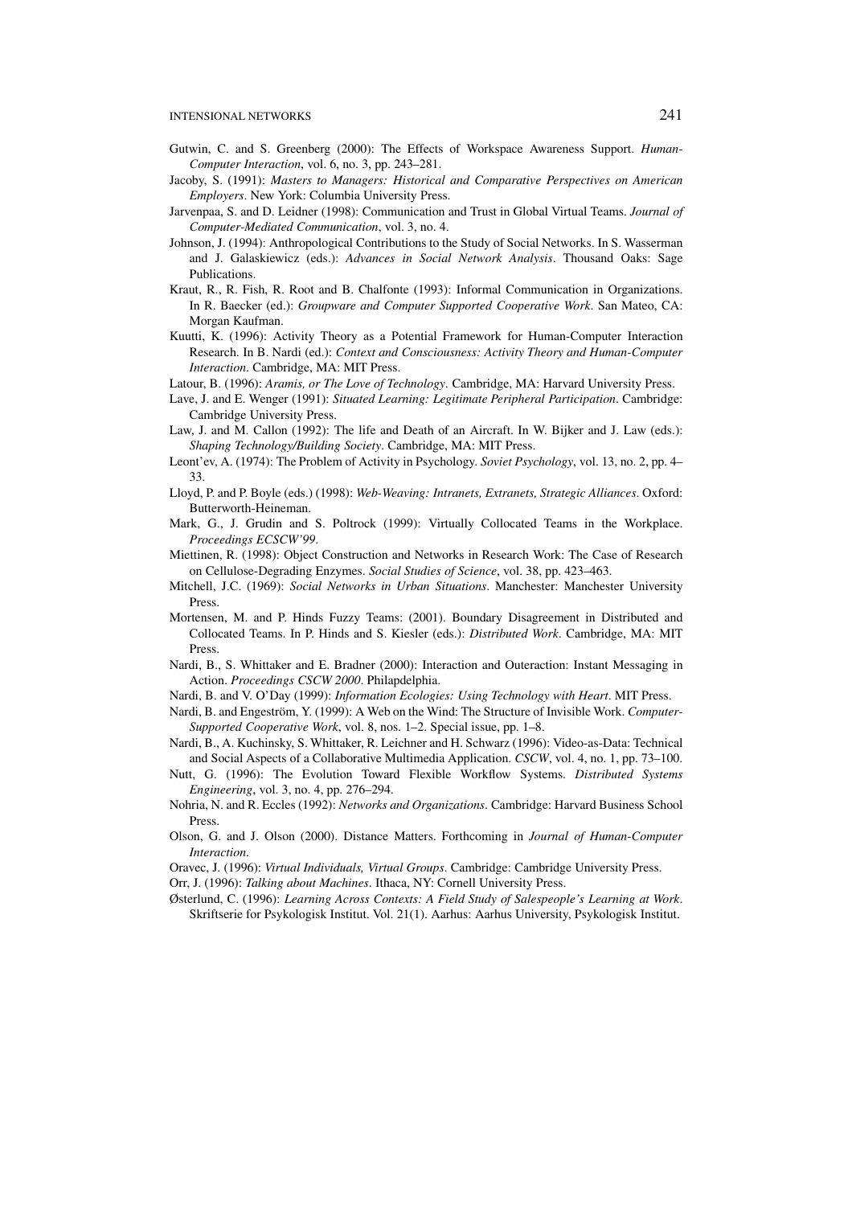Gutwin, C. and S. Greenberg (2000): The Effects of Workspace Awareness Support. *Human-Computer Interaction*, vol. 6, no. 3, pp. 243–281.

Jacoby, S. (1991): *Masters to Managers: Historical and Comparative Perspectives on American Employers*. New York: Columbia University Press.

Jarvenpaa, S. and D. Leidner (1998): Communication and Trust in Global Virtual Teams. *Journal of Computer-Mediated Communication*, vol. 3, no. 4.

Johnson, J. (1994): Anthropological Contributions to the Study of Social Networks. In S. Wasserman and J. Galaskiewicz (eds.): *Advances in Social Network Analysis*. Thousand Oaks: Sage Publications.

Kraut, R., R. Fish, R. Root and B. Chalfonte (1993): Informal Communication in Organizations. In R. Baecker (ed.): *Groupware and Computer Supported Cooperative Work*. San Mateo, CA: Morgan Kaufman.

Kuutti, K. (1996): Activity Theory as a Potential Framework for Human-Computer Interaction Research. In B. Nardi (ed.): *Context and Consciousness: Activity Theory and Human-Computer Interaction*. Cambridge, MA: MIT Press.

Latour, B. (1996): *Aramis, or The Love of Technology*. Cambridge, MA: Harvard University Press.

Lave, J. and E. Wenger (1991): *Situated Learning: Legitimate Peripheral Participation*. Cambridge: Cambridge University Press.

Law, J. and M. Callon (1992): The life and Death of an Aircraft. In W. Bijker and J. Law (eds.): *Shaping Technology/Building Society*. Cambridge, MA: MIT Press.

Leont'ev, A. (1974): The Problem of Activity in Psychology. *Soviet Psychology*, vol. 13, no. 2, pp. 4–33.

Lloyd, P. and P. Boyle (eds.) (1998): *Web-Weaving: Intranets, Extranets, Strategic Alliances*. Oxford: Butterworth-Heineman.

Mark, G., J. Grudin and S. Poltrock (1999): Virtually Collocated Teams in the Workplace. *Proceedings ECSCW'99*.

Miettinen, R. (1998): Object Construction and Networks in Research Work: The Case of Research on Cellulose-Degrading Enzymes. *Social Studies of Science*, vol. 38, pp. 423–463.

Mitchell, J.C. (1969): *Social Networks in Urban Situations*. Manchester: Manchester University Press.

Mortensen, M. and P. Hinds Fuzzy Teams: (2001). Boundary Disagreement in Distributed and Collocated Teams. In P. Hinds and S. Kiesler (eds.): *Distributed Work*. Cambridge, MA: MIT Press.

Nardi, B., S. Whittaker and E. Bradner (2000): Interaction and Outeraction: Instant Messaging in Action. *Proceedings CSCW 2000*. Philapdelphia.

Nardi, B. and V. O'Day (1999): *Information Ecologies: Using Technology with Heart*. MIT Press.

Nardi, B. and Engeström, Y. (1999): A Web on the Wind: The Structure of Invisible Work. *Computer-Supported Cooperative Work*, vol. 8, nos. 1–2. Special issue, pp. 1–8.

Nardi, B., A. Kuchinsky, S. Whittaker, R. Leichner and H. Schwarz (1996): Video-as-Data: Technical and Social Aspects of a Collaborative Multimedia Application. *CSCW*, vol. 4, no. 1, pp. 73–100.

Nutt, G. (1996): The Evolution Toward Flexible Workflow Systems. *Distributed Systems Engineering*, vol. 3, no. 4, pp. 276–294.

Nohria, N. and R. Eccles (1992): *Networks and Organizations*. Cambridge: Harvard Business School Press.

Olson, G. and J. Olson (2000). Distance Matters. Forthcoming in *Journal of Human-Computer Interaction*.

Oravec, J. (1996): *Virtual Individuals, Virtual Groups*. Cambridge: Cambridge University Press.

Orr, J. (1996): *Talking about Machines*. Ithaca, NY: Cornell University Press.

Østerlund, C. (1996): *Learning Across Contexts: A Field Study of Salespeople's Learning at Work*. Skriftserie for Psykologisk Institut. Vol. 21(1). Aarhus: Aarhus University, Psykologisk Institut.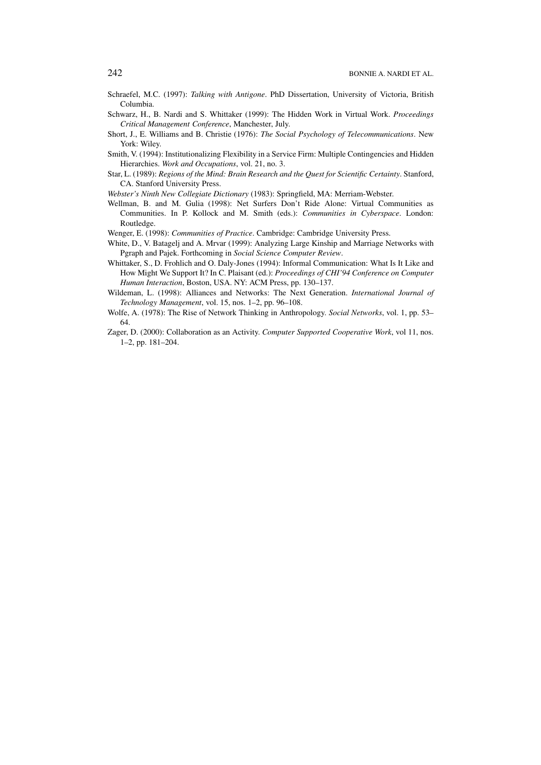Schraefel, M.C. (1997): *Talking with Antigone*. PhD Dissertation, University of Victoria, British Columbia.

Schwarz, H., B. Nardi and S. Whittaker (1999): The Hidden Work in Virtual Work. *Proceedings Critical Management Conference*, Manchester, July.

Short, J., E. Williams and B. Christie (1976): *The Social Psychology of Telecommunications*. New York: Wiley.

Smith, V. (1994): Institutionalizing Flexibility in a Service Firm: Multiple Contingencies and Hidden Hierarchies. *Work and Occupations*, vol. 21, no. 3.

Star, L. (1989): *Regions of the Mind: Brain Research and the Quest for Scientific Certainty*. Stanford, CA. Stanford University Press.

*Webster's Ninth New Collegiate Dictionary* (1983): Springfield, MA: Merriam-Webster.

Wellman, B. and M. Gulia (1998): Net Surfers Don't Ride Alone: Virtual Communities as Communities. In P. Kollock and M. Smith (eds.): *Communities in Cyberspace*. London: Routledge.

Wenger, E. (1998): *Communities of Practice*. Cambridge: Cambridge University Press.

White, D., V. Batagelj and A. Mrvar (1999): Analyzing Large Kinship and Marriage Networks with Pgraph and Pajek. Forthcoming in *Social Science Computer Review*.

Whittaker, S., D. Frohlich and O. Daly-Jones (1994): Informal Communication: What Is It Like and How Might We Support It? In C. Plaisant (ed.): *Proceedings of CHI'94 Conference on Computer Human Interaction*, Boston, USA. NY: ACM Press, pp. 130–137.

Wildeman, L. (1998): Alliances and Networks: The Next Generation. *International Journal of Technology Management*, vol. 15, nos. 1–2, pp. 96–108.

Wolfe, A. (1978): The Rise of Network Thinking in Anthropology. *Social Networks*, vol. 1, pp. 53–64.

Zager, D. (2000): Collaboration as an Activity. *Computer Supported Cooperative Work*, vol 11, nos. 1–2, pp. 181–204.